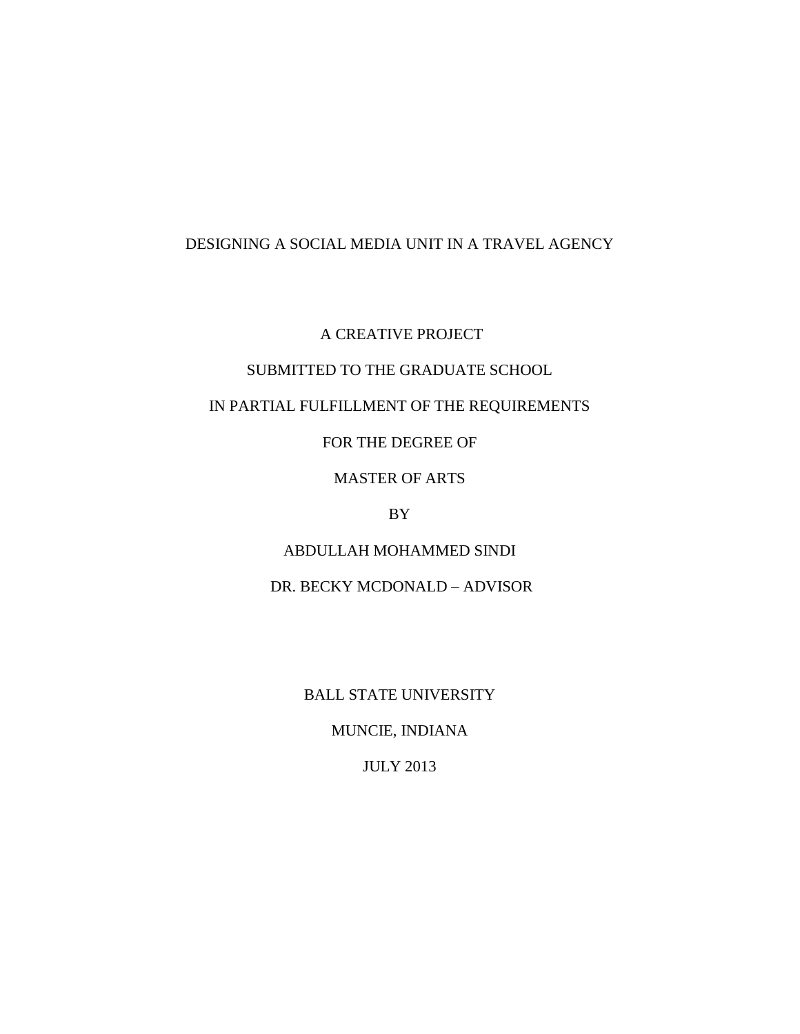# DESIGNING A SOCIAL MEDIA UNIT IN A TRAVEL AGENCY

A CREATIVE PROJECT

SUBMITTED TO THE GRADUATE SCHOOL

IN PARTIAL FULFILLMENT OF THE REQUIREMENTS

FOR THE DEGREE OF

MASTER OF ARTS

BY

ABDULLAH MOHAMMED SINDI

DR. BECKY MCDONALD – ADVISOR

BALL STATE UNIVERSITY

MUNCIE, INDIANA

JULY 2013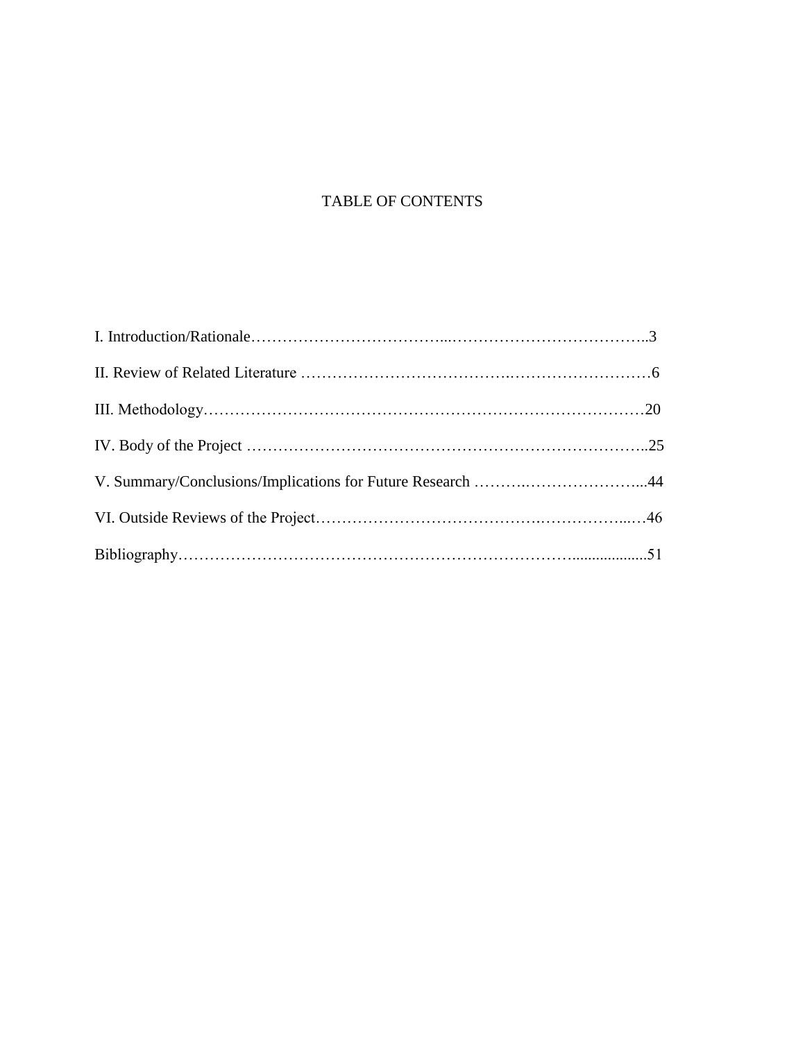# TABLE OF CONTENTS

I. Introduction/Rationale……………………………...………………………………..3

II. Review of Related Literature ……………………………….………………………6

III. Methodology………………………………………………………………………20

IV. Body of the Project ………………………………………………………………..25

V. Summary/Conclusions/Implications for Future Research ……….…………………...44

VI. Outside Reviews of the Project…………………………………….……………..…46

Bibliography……………………………………………………………….................51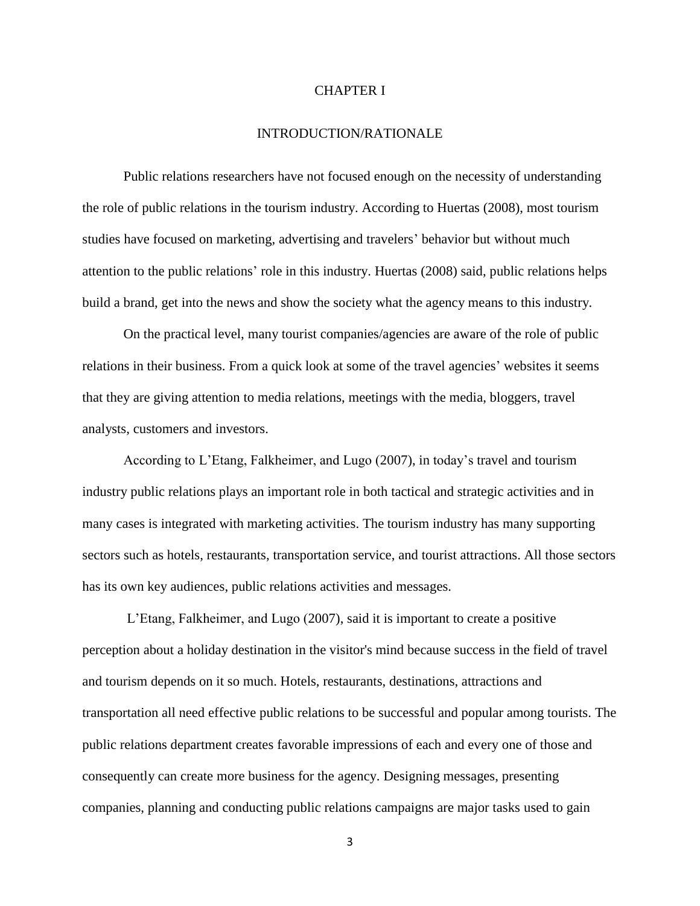# CHAPTER I

## INTRODUCTION/RATIONALE

Public relations researchers have not focused enough on the necessity of understanding the role of public relations in the tourism industry. According to Huertas (2008), most tourism studies have focused on marketing, advertising and travelers' behavior but without much attention to the public relations' role in this industry. Huertas (2008) said, public relations helps build a brand, get into the news and show the society what the agency means to this industry.

On the practical level, many tourist companies/agencies are aware of the role of public relations in their business. From a quick look at some of the travel agencies' websites it seems that they are giving attention to media relations, meetings with the media, bloggers, travel analysts, customers and investors.

According to L'Etang, Falkheimer, and Lugo (2007), in today's travel and tourism industry public relations plays an important role in both tactical and strategic activities and in many cases is integrated with marketing activities. The tourism industry has many supporting sectors such as hotels, restaurants, transportation service, and tourist attractions. All those sectors has its own key audiences, public relations activities and messages.

L'Etang, Falkheimer, and Lugo (2007), said it is important to create a positive perception about a holiday destination in the visitor's mind because success in the field of travel and tourism depends on it so much. Hotels, restaurants, destinations, attractions and transportation all need effective public relations to be successful and popular among tourists. The public relations department creates favorable impressions of each and every one of those and consequently can create more business for the agency. Designing messages, presenting companies, planning and conducting public relations campaigns are major tasks used to gain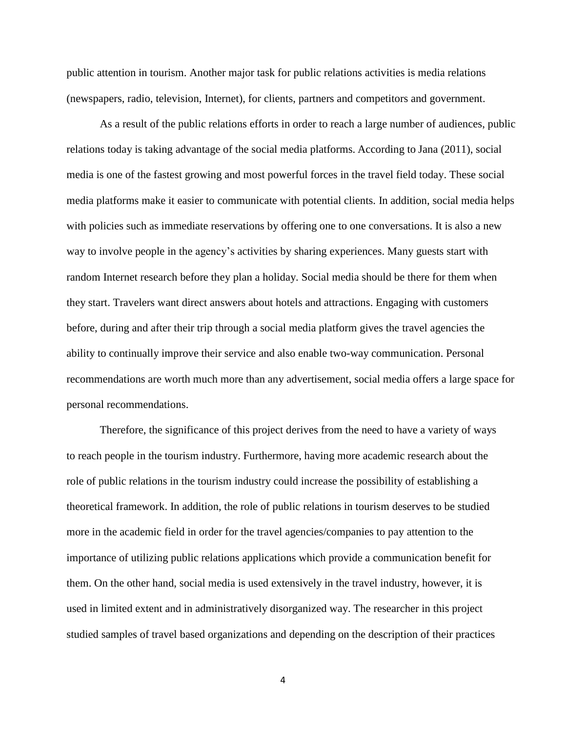public attention in tourism. Another major task for public relations activities is media relations (newspapers, radio, television, Internet), for clients, partners and competitors and government.

As a result of the public relations efforts in order to reach a large number of audiences, public relations today is taking advantage of the social media platforms. According to Jana (2011), social media is one of the fastest growing and most powerful forces in the travel field today. These social media platforms make it easier to communicate with potential clients. In addition, social media helps with policies such as immediate reservations by offering one to one conversations. It is also a new way to involve people in the agency's activities by sharing experiences. Many guests start with random Internet research before they plan a holiday. Social media should be there for them when they start. Travelers want direct answers about hotels and attractions. Engaging with customers before, during and after their trip through a social media platform gives the travel agencies the ability to continually improve their service and also enable two-way communication. Personal recommendations are worth much more than any advertisement, social media offers a large space for personal recommendations.

Therefore, the significance of this project derives from the need to have a variety of ways to reach people in the tourism industry. Furthermore, having more academic research about the role of public relations in the tourism industry could increase the possibility of establishing a theoretical framework. In addition, the role of public relations in tourism deserves to be studied more in the academic field in order for the travel agencies/companies to pay attention to the importance of utilizing public relations applications which provide a communication benefit for them. On the other hand, social media is used extensively in the travel industry, however, it is used in limited extent and in administratively disorganized way. The researcher in this project studied samples of travel based organizations and depending on the description of their practices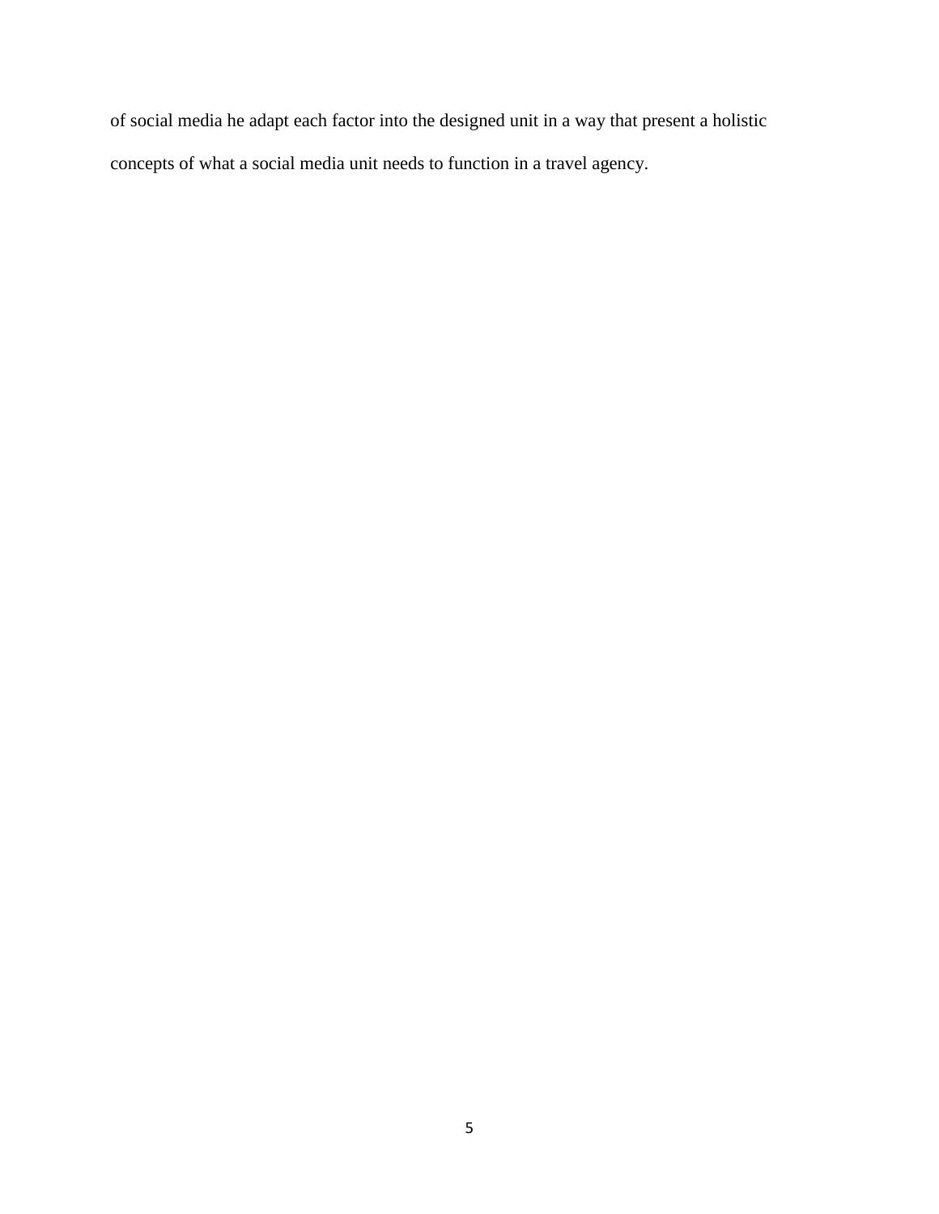of social media he adapt each factor into the designed unit in a way that present a holistic concepts of what a social media unit needs to function in a travel agency.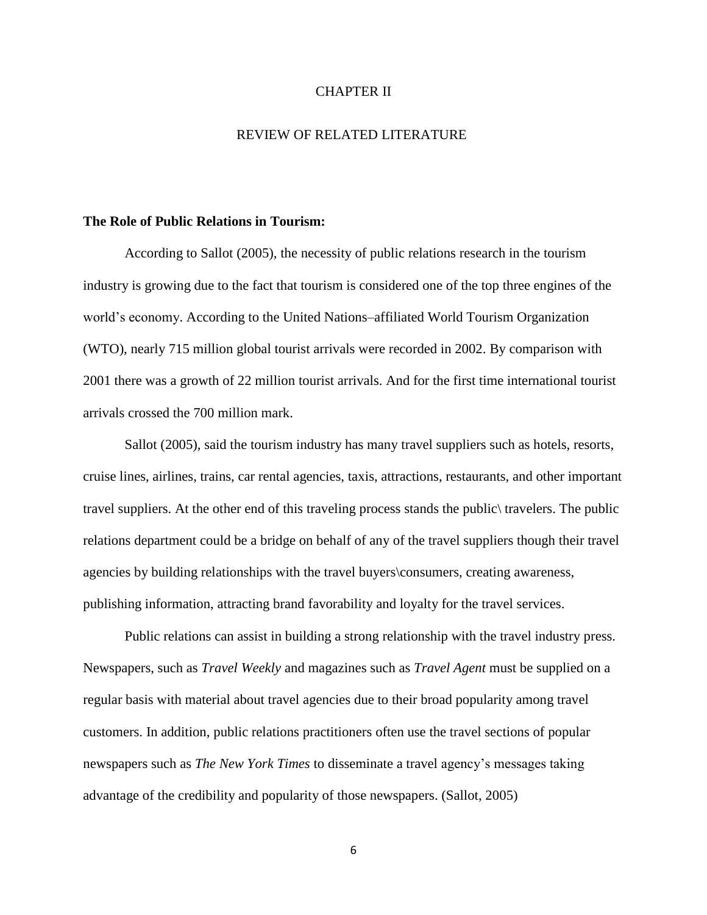# CHAPTER II

# REVIEW OF RELATED LITERATURE

**The Role of Public Relations in Tourism:**

According to Sallot (2005), the necessity of public relations research in the tourism industry is growing due to the fact that tourism is considered one of the top three engines of the world's economy. According to the United Nations–affiliated World Tourism Organization (WTO), nearly 715 million global tourist arrivals were recorded in 2002. By comparison with 2001 there was a growth of 22 million tourist arrivals. And for the first time international tourist arrivals crossed the 700 million mark.

Sallot (2005), said the tourism industry has many travel suppliers such as hotels, resorts, cruise lines, airlines, trains, car rental agencies, taxis, attractions, restaurants, and other important travel suppliers. At the other end of this traveling process stands the public\ travelers. The public relations department could be a bridge on behalf of any of the travel suppliers though their travel agencies by building relationships with the travel buyers\consumers, creating awareness, publishing information, attracting brand favorability and loyalty for the travel services.

Public relations can assist in building a strong relationship with the travel industry press. Newspapers, such as *Travel Weekly* and magazines such as *Travel Agent* must be supplied on a regular basis with material about travel agencies due to their broad popularity among travel customers. In addition, public relations practitioners often use the travel sections of popular newspapers such as *The New York Times* to disseminate a travel agency's messages taking advantage of the credibility and popularity of those newspapers. (Sallot, 2005)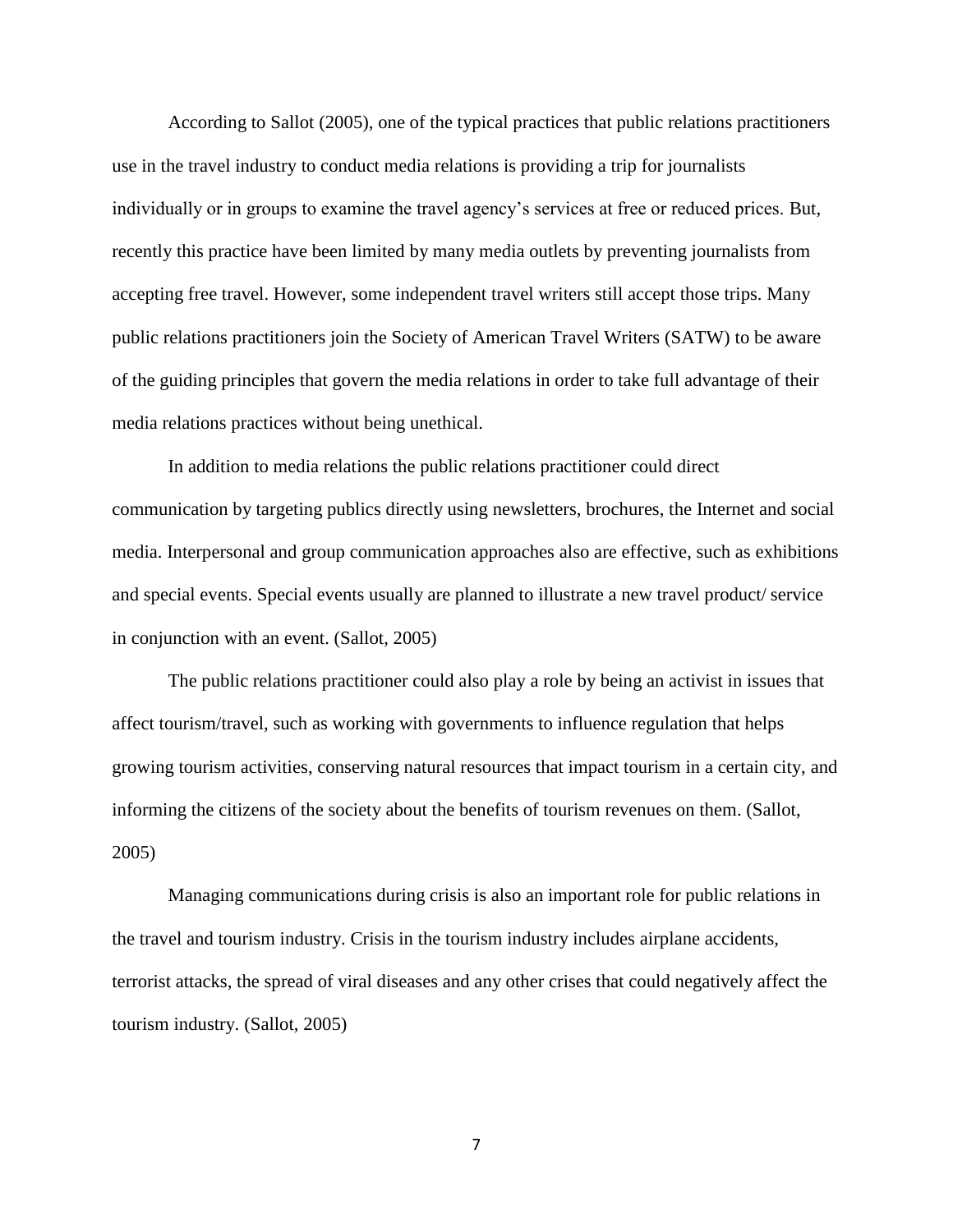According to Sallot (2005), one of the typical practices that public relations practitioners use in the travel industry to conduct media relations is providing a trip for journalists individually or in groups to examine the travel agency's services at free or reduced prices. But, recently this practice have been limited by many media outlets by preventing journalists from accepting free travel. However, some independent travel writers still accept those trips. Many public relations practitioners join the Society of American Travel Writers (SATW) to be aware of the guiding principles that govern the media relations in order to take full advantage of their media relations practices without being unethical.

In addition to media relations the public relations practitioner could direct communication by targeting publics directly using newsletters, brochures, the Internet and social media. Interpersonal and group communication approaches also are effective, such as exhibitions and special events. Special events usually are planned to illustrate a new travel product/ service in conjunction with an event. (Sallot, 2005)

The public relations practitioner could also play a role by being an activist in issues that affect tourism/travel, such as working with governments to influence regulation that helps growing tourism activities, conserving natural resources that impact tourism in a certain city, and informing the citizens of the society about the benefits of tourism revenues on them. (Sallot, 2005)

Managing communications during crisis is also an important role for public relations in the travel and tourism industry. Crisis in the tourism industry includes airplane accidents, terrorist attacks, the spread of viral diseases and any other crises that could negatively affect the tourism industry. (Sallot, 2005)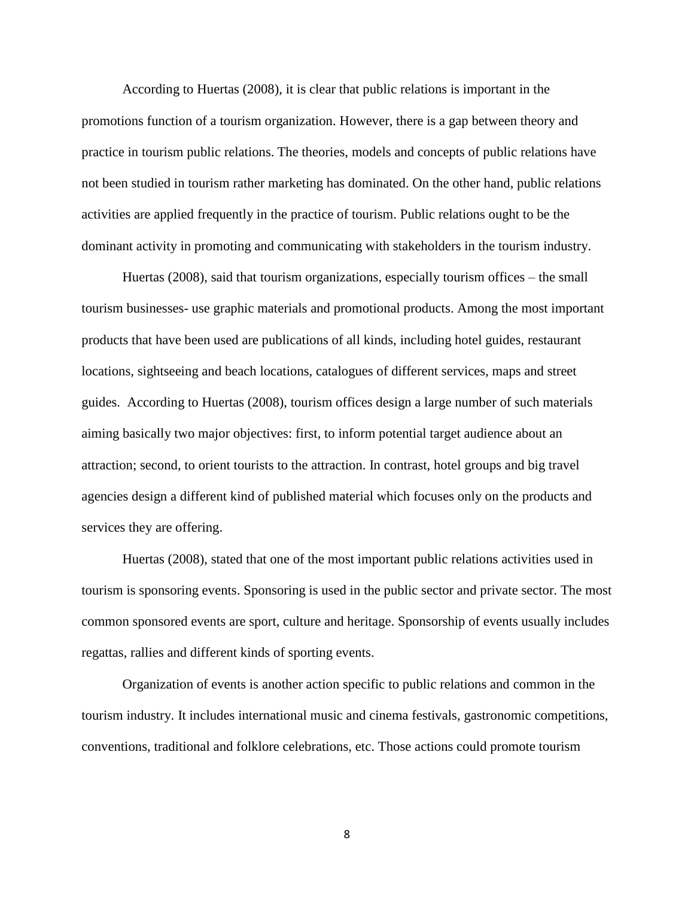According to Huertas (2008), it is clear that public relations is important in the promotions function of a tourism organization. However, there is a gap between theory and practice in tourism public relations. The theories, models and concepts of public relations have not been studied in tourism rather marketing has dominated. On the other hand, public relations activities are applied frequently in the practice of tourism. Public relations ought to be the dominant activity in promoting and communicating with stakeholders in the tourism industry.

Huertas (2008), said that tourism organizations, especially tourism offices – the small tourism businesses- use graphic materials and promotional products. Among the most important products that have been used are publications of all kinds, including hotel guides, restaurant locations, sightseeing and beach locations, catalogues of different services, maps and street guides. According to Huertas (2008), tourism offices design a large number of such materials aiming basically two major objectives: first, to inform potential target audience about an attraction; second, to orient tourists to the attraction. In contrast, hotel groups and big travel agencies design a different kind of published material which focuses only on the products and services they are offering.

Huertas (2008), stated that one of the most important public relations activities used in tourism is sponsoring events. Sponsoring is used in the public sector and private sector. The most common sponsored events are sport, culture and heritage. Sponsorship of events usually includes regattas, rallies and different kinds of sporting events.

Organization of events is another action specific to public relations and common in the tourism industry. It includes international music and cinema festivals, gastronomic competitions, conventions, traditional and folklore celebrations, etc. Those actions could promote tourism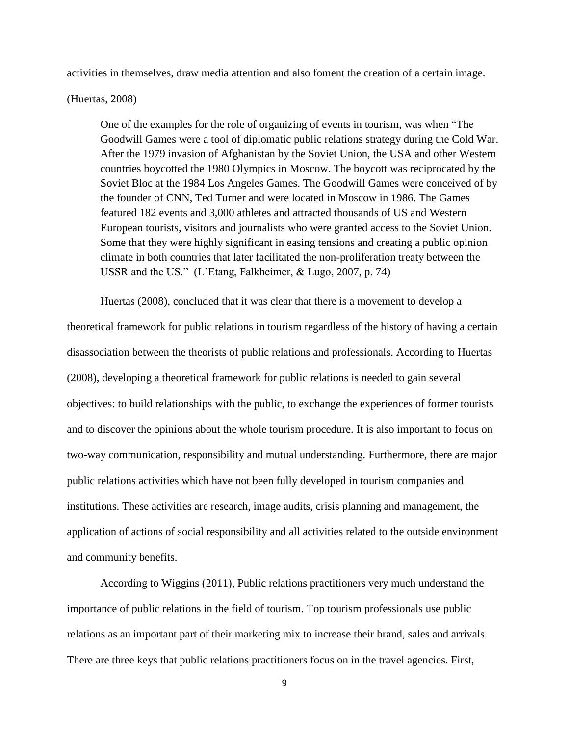activities in themselves, draw media attention and also foment the creation of a certain image. (Huertas, 2008)

> One of the examples for the role of organizing of events in tourism, was when "The Goodwill Games were a tool of diplomatic public relations strategy during the Cold War. After the 1979 invasion of Afghanistan by the Soviet Union, the USA and other Western countries boycotted the 1980 Olympics in Moscow. The boycott was reciprocated by the Soviet Bloc at the 1984 Los Angeles Games. The Goodwill Games were conceived of by the founder of CNN, Ted Turner and were located in Moscow in 1986. The Games featured 182 events and 3,000 athletes and attracted thousands of US and Western European tourists, visitors and journalists who were granted access to the Soviet Union. Some that they were highly significant in easing tensions and creating a public opinion climate in both countries that later facilitated the non-proliferation treaty between the USSR and the US." (L'Etang, Falkheimer, & Lugo, 2007, p. 74)

Huertas (2008), concluded that it was clear that there is a movement to develop a theoretical framework for public relations in tourism regardless of the history of having a certain disassociation between the theorists of public relations and professionals. According to Huertas (2008), developing a theoretical framework for public relations is needed to gain several objectives: to build relationships with the public, to exchange the experiences of former tourists and to discover the opinions about the whole tourism procedure. It is also important to focus on two-way communication, responsibility and mutual understanding. Furthermore, there are major public relations activities which have not been fully developed in tourism companies and institutions. These activities are research, image audits, crisis planning and management, the application of actions of social responsibility and all activities related to the outside environment and community benefits.

According to Wiggins (2011), Public relations practitioners very much understand the importance of public relations in the field of tourism. Top tourism professionals use public relations as an important part of their marketing mix to increase their brand, sales and arrivals. There are three keys that public relations practitioners focus on in the travel agencies. First,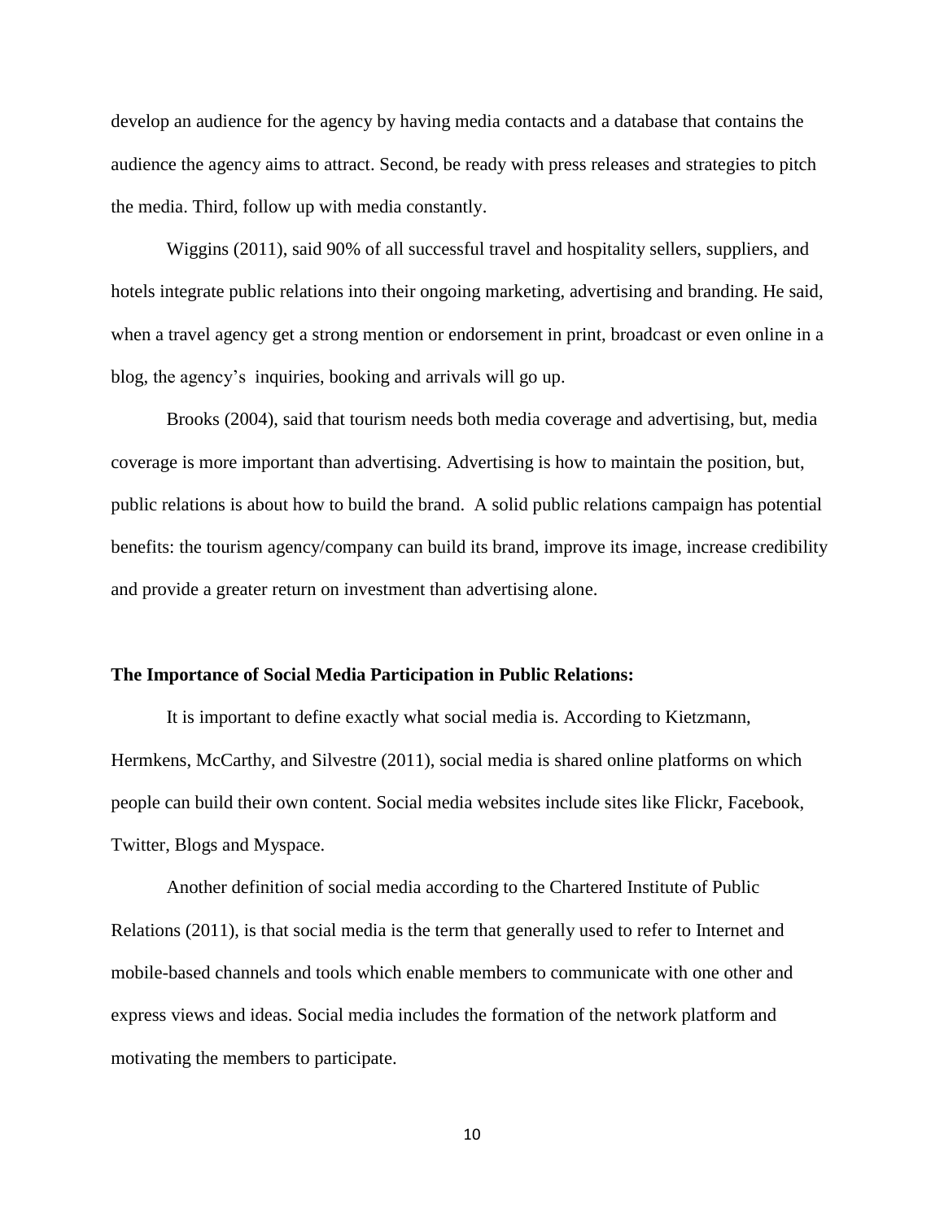develop an audience for the agency by having media contacts and a database that contains the audience the agency aims to attract. Second, be ready with press releases and strategies to pitch the media. Third, follow up with media constantly.

Wiggins (2011), said 90% of all successful travel and hospitality sellers, suppliers, and hotels integrate public relations into their ongoing marketing, advertising and branding. He said, when a travel agency get a strong mention or endorsement in print, broadcast or even online in a blog, the agency's inquiries, booking and arrivals will go up.

Brooks (2004), said that tourism needs both media coverage and advertising, but, media coverage is more important than advertising. Advertising is how to maintain the position, but, public relations is about how to build the brand. A solid public relations campaign has potential benefits: the tourism agency/company can build its brand, improve its image, increase credibility and provide a greater return on investment than advertising alone.

**The Importance of Social Media Participation in Public Relations:**

It is important to define exactly what social media is. According to Kietzmann, Hermkens, McCarthy, and Silvestre (2011), social media is shared online platforms on which people can build their own content. Social media websites include sites like Flickr, Facebook, Twitter, Blogs and Myspace.

Another definition of social media according to the Chartered Institute of Public Relations (2011), is that social media is the term that generally used to refer to Internet and mobile-based channels and tools which enable members to communicate with one other and express views and ideas. Social media includes the formation of the network platform and motivating the members to participate.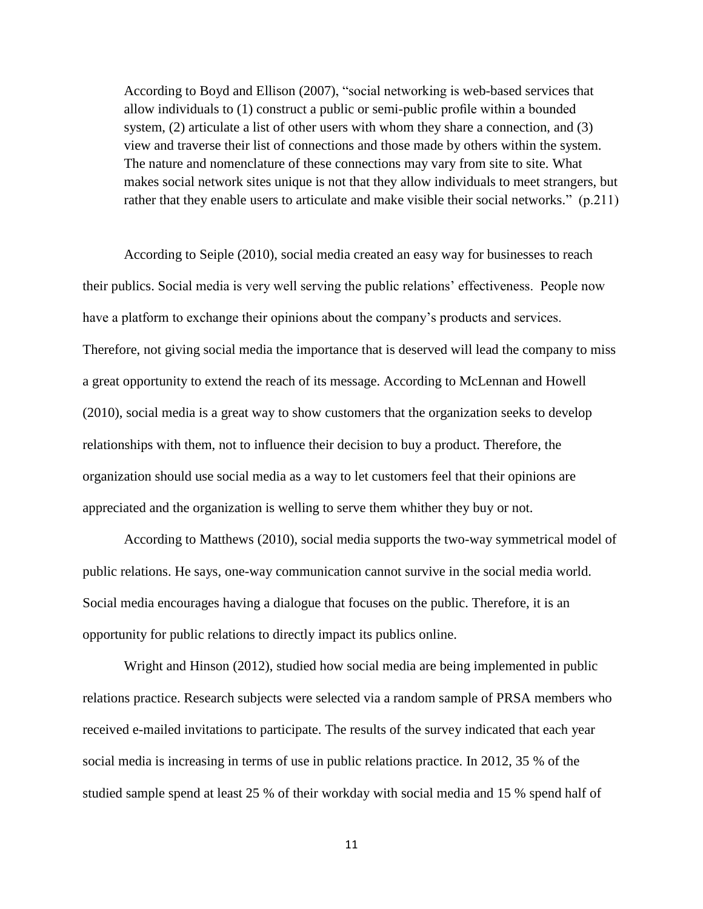> According to Boyd and Ellison (2007), "social networking is web-based services that allow individuals to (1) construct a public or semi-public profile within a bounded system, (2) articulate a list of other users with whom they share a connection, and (3) view and traverse their list of connections and those made by others within the system. The nature and nomenclature of these connections may vary from site to site. What makes social network sites unique is not that they allow individuals to meet strangers, but rather that they enable users to articulate and make visible their social networks." (p.211)

According to Seiple (2010), social media created an easy way for businesses to reach their publics. Social media is very well serving the public relations' effectiveness. People now have a platform to exchange their opinions about the company's products and services. Therefore, not giving social media the importance that is deserved will lead the company to miss a great opportunity to extend the reach of its message. According to McLennan and Howell (2010), social media is a great way to show customers that the organization seeks to develop relationships with them, not to influence their decision to buy a product. Therefore, the organization should use social media as a way to let customers feel that their opinions are appreciated and the organization is welling to serve them whither they buy or not.

According to Matthews (2010), social media supports the two-way symmetrical model of public relations. He says, one-way communication cannot survive in the social media world. Social media encourages having a dialogue that focuses on the public. Therefore, it is an opportunity for public relations to directly impact its publics online.

Wright and Hinson (2012), studied how social media are being implemented in public relations practice. Research subjects were selected via a random sample of PRSA members who received e-mailed invitations to participate. The results of the survey indicated that each year social media is increasing in terms of use in public relations practice. In 2012, 35 % of the studied sample spend at least 25 % of their workday with social media and 15 % spend half of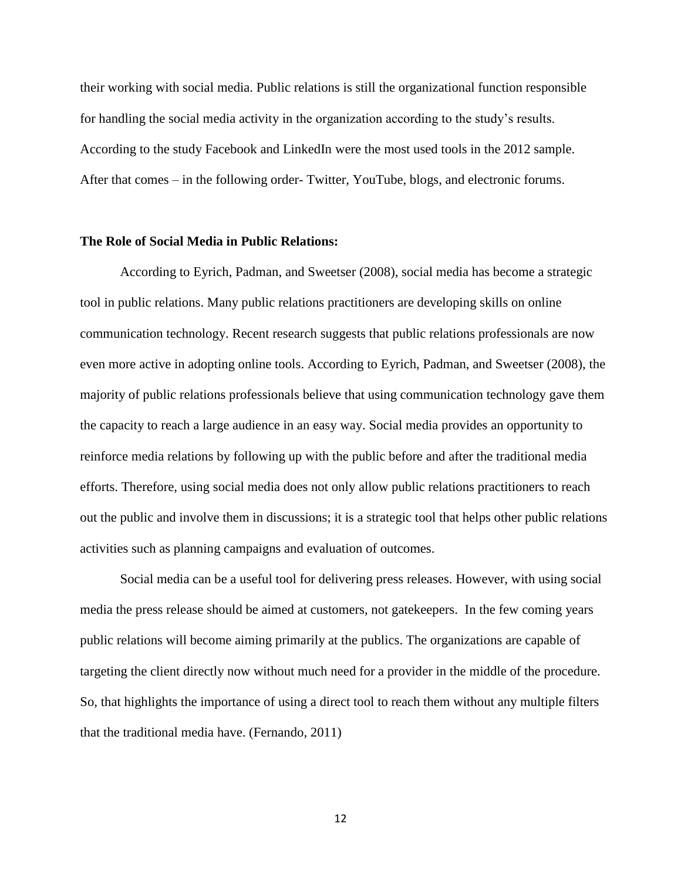their working with social media. Public relations is still the organizational function responsible for handling the social media activity in the organization according to the study's results. According to the study Facebook and LinkedIn were the most used tools in the 2012 sample. After that comes – in the following order- Twitter, YouTube, blogs, and electronic forums.

**The Role of Social Media in Public Relations:**

According to Eyrich, Padman, and Sweetser (2008), social media has become a strategic tool in public relations. Many public relations practitioners are developing skills on online communication technology. Recent research suggests that public relations professionals are now even more active in adopting online tools. According to Eyrich, Padman, and Sweetser (2008), the majority of public relations professionals believe that using communication technology gave them the capacity to reach a large audience in an easy way. Social media provides an opportunity to reinforce media relations by following up with the public before and after the traditional media efforts. Therefore, using social media does not only allow public relations practitioners to reach out the public and involve them in discussions; it is a strategic tool that helps other public relations activities such as planning campaigns and evaluation of outcomes.

Social media can be a useful tool for delivering press releases. However, with using social media the press release should be aimed at customers, not gatekeepers. In the few coming years public relations will become aiming primarily at the publics. The organizations are capable of targeting the client directly now without much need for a provider in the middle of the procedure. So, that highlights the importance of using a direct tool to reach them without any multiple filters that the traditional media have. (Fernando, 2011)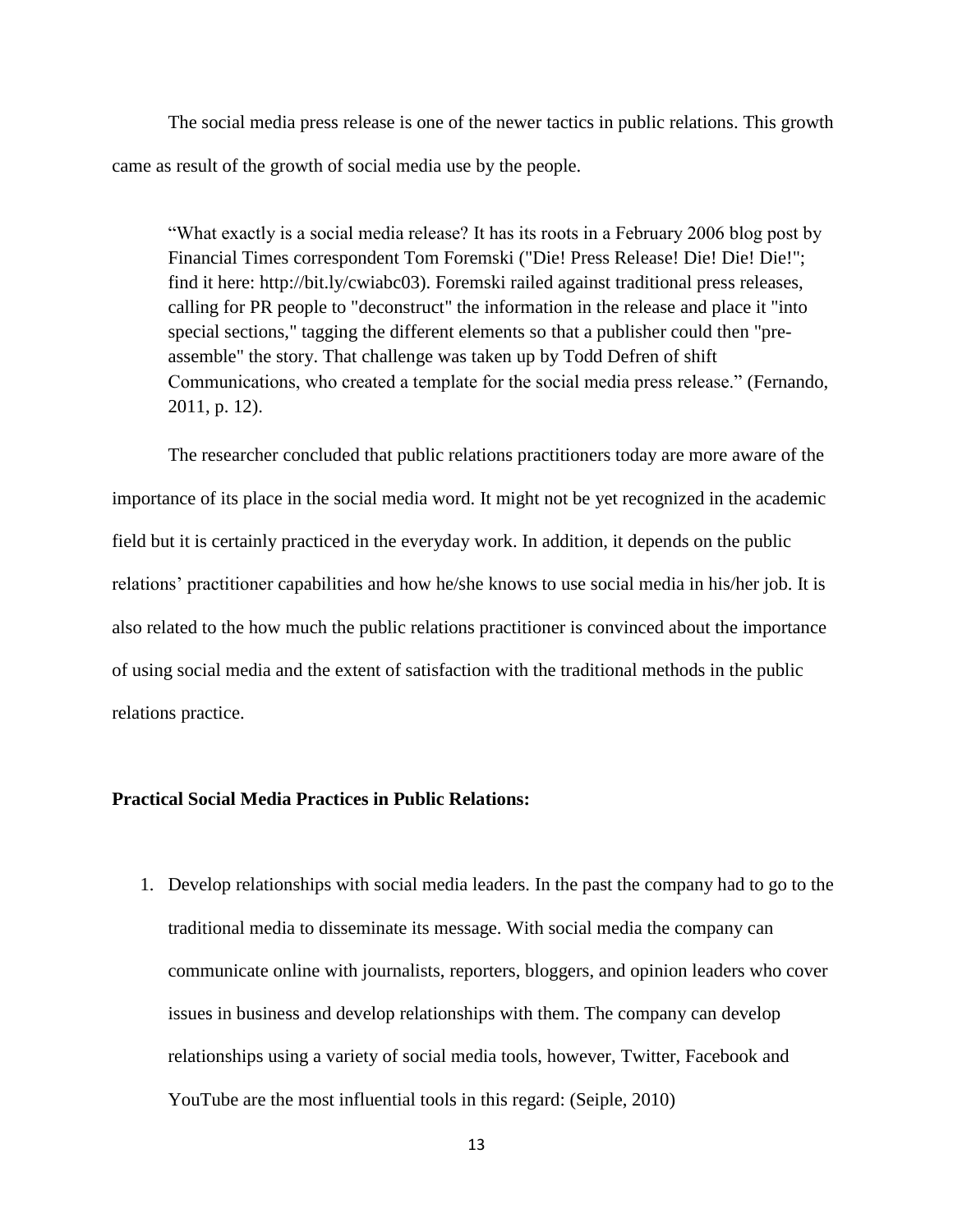The social media press release is one of the newer tactics in public relations. This growth came as result of the growth of social media use by the people.

> "What exactly is a social media release? It has its roots in a February 2006 blog post by Financial Times correspondent Tom Foremski ("Die! Press Release! Die! Die! Die!"; find it here: http://bit.ly/cwiabc03). Foremski railed against traditional press releases, calling for PR people to "deconstruct" the information in the release and place it "into special sections," tagging the different elements so that a publisher could then "pre-assemble" the story. That challenge was taken up by Todd Defren of shift Communications, who created a template for the social media press release." (Fernando, 2011, p. 12).

The researcher concluded that public relations practitioners today are more aware of the importance of its place in the social media word. It might not be yet recognized in the academic field but it is certainly practiced in the everyday work. In addition, it depends on the public relations' practitioner capabilities and how he/she knows to use social media in his/her job. It is also related to the how much the public relations practitioner is convinced about the importance of using social media and the extent of satisfaction with the traditional methods in the public relations practice.

**Practical Social Media Practices in Public Relations:**

1. Develop relationships with social media leaders. In the past the company had to go to the traditional media to disseminate its message. With social media the company can communicate online with journalists, reporters, bloggers, and opinion leaders who cover issues in business and develop relationships with them. The company can develop relationships using a variety of social media tools, however, Twitter, Facebook and YouTube are the most influential tools in this regard: (Seiple, 2010)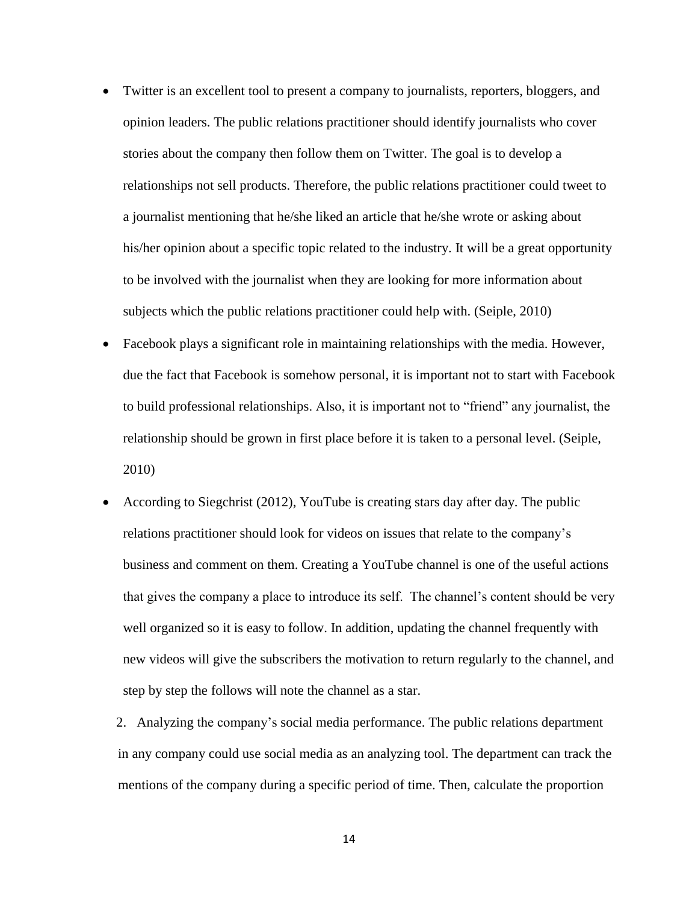- Twitter is an excellent tool to present a company to journalists, reporters, bloggers, and opinion leaders. The public relations practitioner should identify journalists who cover stories about the company then follow them on Twitter. The goal is to develop a relationships not sell products. Therefore, the public relations practitioner could tweet to a journalist mentioning that he/she liked an article that he/she wrote or asking about his/her opinion about a specific topic related to the industry. It will be a great opportunity to be involved with the journalist when they are looking for more information about subjects which the public relations practitioner could help with. (Seiple, 2010)
- Facebook plays a significant role in maintaining relationships with the media. However, due the fact that Facebook is somehow personal, it is important not to start with Facebook to build professional relationships. Also, it is important not to "friend" any journalist, the relationship should be grown in first place before it is taken to a personal level. (Seiple, 2010)
- According to Siegchrist (2012), YouTube is creating stars day after day. The public relations practitioner should look for videos on issues that relate to the company's business and comment on them. Creating a YouTube channel is one of the useful actions that gives the company a place to introduce its self. The channel's content should be very well organized so it is easy to follow. In addition, updating the channel frequently with new videos will give the subscribers the motivation to return regularly to the channel, and step by step the follows will note the channel as a star.

2. Analyzing the company's social media performance. The public relations department in any company could use social media as an analyzing tool. The department can track the mentions of the company during a specific period of time. Then, calculate the proportion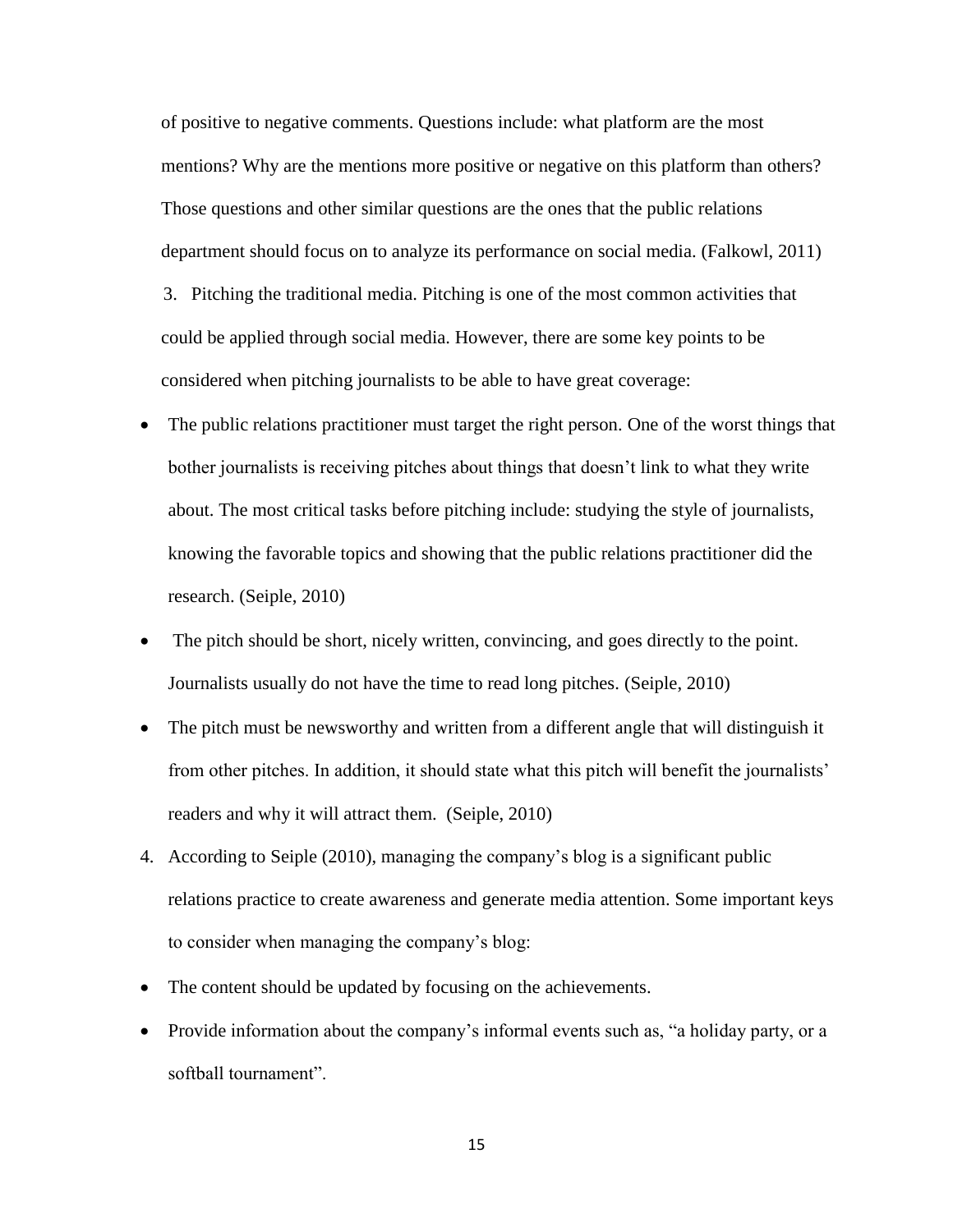of positive to negative comments. Questions include: what platform are the most mentions? Why are the mentions more positive or negative on this platform than others? Those questions and other similar questions are the ones that the public relations department should focus on to analyze its performance on social media. (Falkowl, 2011)

3. Pitching the traditional media. Pitching is one of the most common activities that could be applied through social media. However, there are some key points to be considered when pitching journalists to be able to have great coverage:

- The public relations practitioner must target the right person. One of the worst things that bother journalists is receiving pitches about things that doesn't link to what they write about. The most critical tasks before pitching include: studying the style of journalists, knowing the favorable topics and showing that the public relations practitioner did the research. (Seiple, 2010)
- The pitch should be short, nicely written, convincing, and goes directly to the point. Journalists usually do not have the time to read long pitches. (Seiple, 2010)
- The pitch must be newsworthy and written from a different angle that will distinguish it from other pitches. In addition, it should state what this pitch will benefit the journalists' readers and why it will attract them. (Seiple, 2010)

4. According to Seiple (2010), managing the company's blog is a significant public relations practice to create awareness and generate media attention. Some important keys to consider when managing the company's blog:

- The content should be updated by focusing on the achievements.
- Provide information about the company's informal events such as, "a holiday party, or a softball tournament".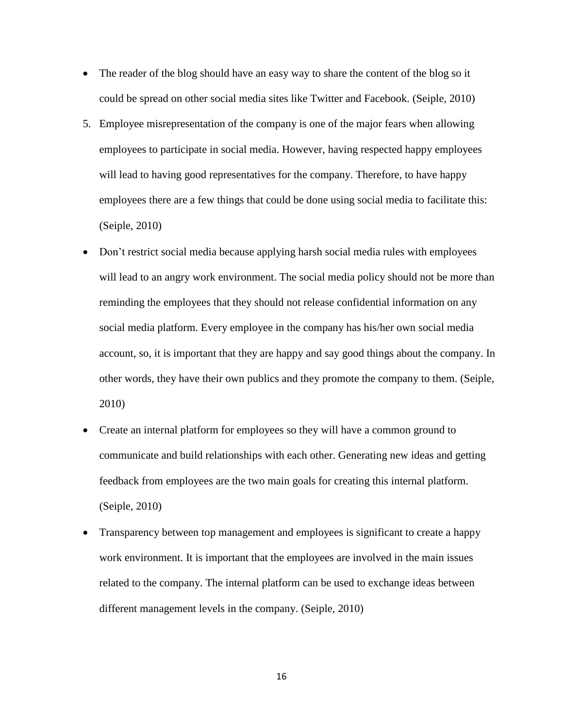- The reader of the blog should have an easy way to share the content of the blog so it could be spread on other social media sites like Twitter and Facebook. (Seiple, 2010)

5. Employee misrepresentation of the company is one of the major fears when allowing employees to participate in social media. However, having respected happy employees will lead to having good representatives for the company. Therefore, to have happy employees there are a few things that could be done using social media to facilitate this: (Seiple, 2010)

- Don't restrict social media because applying harsh social media rules with employees will lead to an angry work environment. The social media policy should not be more than reminding the employees that they should not release confidential information on any social media platform. Every employee in the company has his/her own social media account, so, it is important that they are happy and say good things about the company. In other words, they have their own publics and they promote the company to them. (Seiple, 2010)
- Create an internal platform for employees so they will have a common ground to communicate and build relationships with each other. Generating new ideas and getting feedback from employees are the two main goals for creating this internal platform. (Seiple, 2010)
- Transparency between top management and employees is significant to create a happy work environment. It is important that the employees are involved in the main issues related to the company. The internal platform can be used to exchange ideas between different management levels in the company. (Seiple, 2010)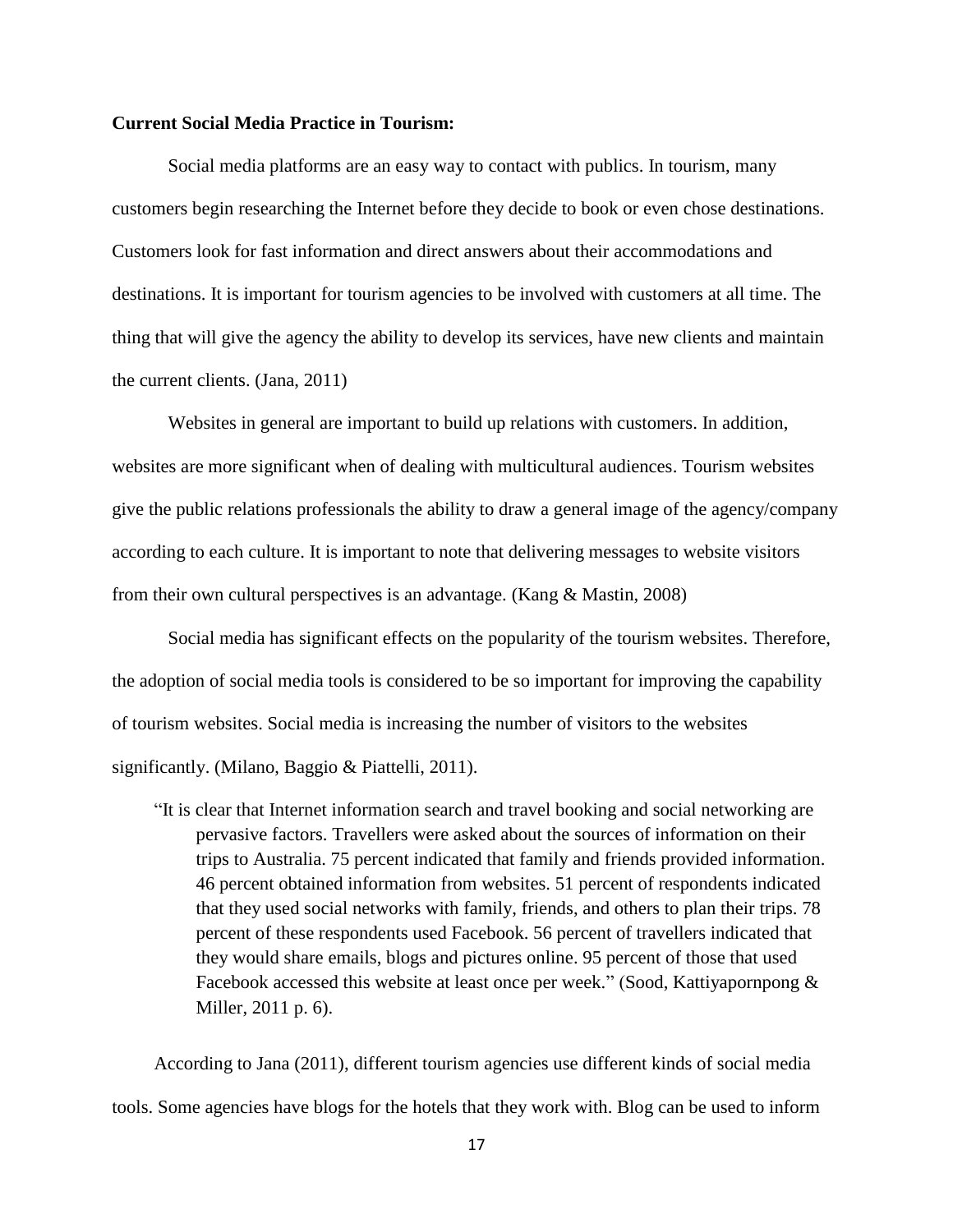**Current Social Media Practice in Tourism:**

Social media platforms are an easy way to contact with publics. In tourism, many customers begin researching the Internet before they decide to book or even chose destinations. Customers look for fast information and direct answers about their accommodations and destinations. It is important for tourism agencies to be involved with customers at all time. The thing that will give the agency the ability to develop its services, have new clients and maintain the current clients. (Jana, 2011)

Websites in general are important to build up relations with customers. In addition, websites are more significant when of dealing with multicultural audiences. Tourism websites give the public relations professionals the ability to draw a general image of the agency/company according to each culture. It is important to note that delivering messages to website visitors from their own cultural perspectives is an advantage. (Kang & Mastin, 2008)

Social media has significant effects on the popularity of the tourism websites. Therefore, the adoption of social media tools is considered to be so important for improving the capability of tourism websites. Social media is increasing the number of visitors to the websites significantly. (Milano, Baggio & Piattelli, 2011).

> "It is clear that Internet information search and travel booking and social networking are pervasive factors. Travellers were asked about the sources of information on their trips to Australia. 75 percent indicated that family and friends provided information. 46 percent obtained information from websites. 51 percent of respondents indicated that they used social networks with family, friends, and others to plan their trips. 78 percent of these respondents used Facebook. 56 percent of travellers indicated that they would share emails, blogs and pictures online. 95 percent of those that used Facebook accessed this website at least once per week." (Sood, Kattiyapornpong & Miller, 2011 p. 6).

According to Jana (2011), different tourism agencies use different kinds of social media tools. Some agencies have blogs for the hotels that they work with. Blog can be used to inform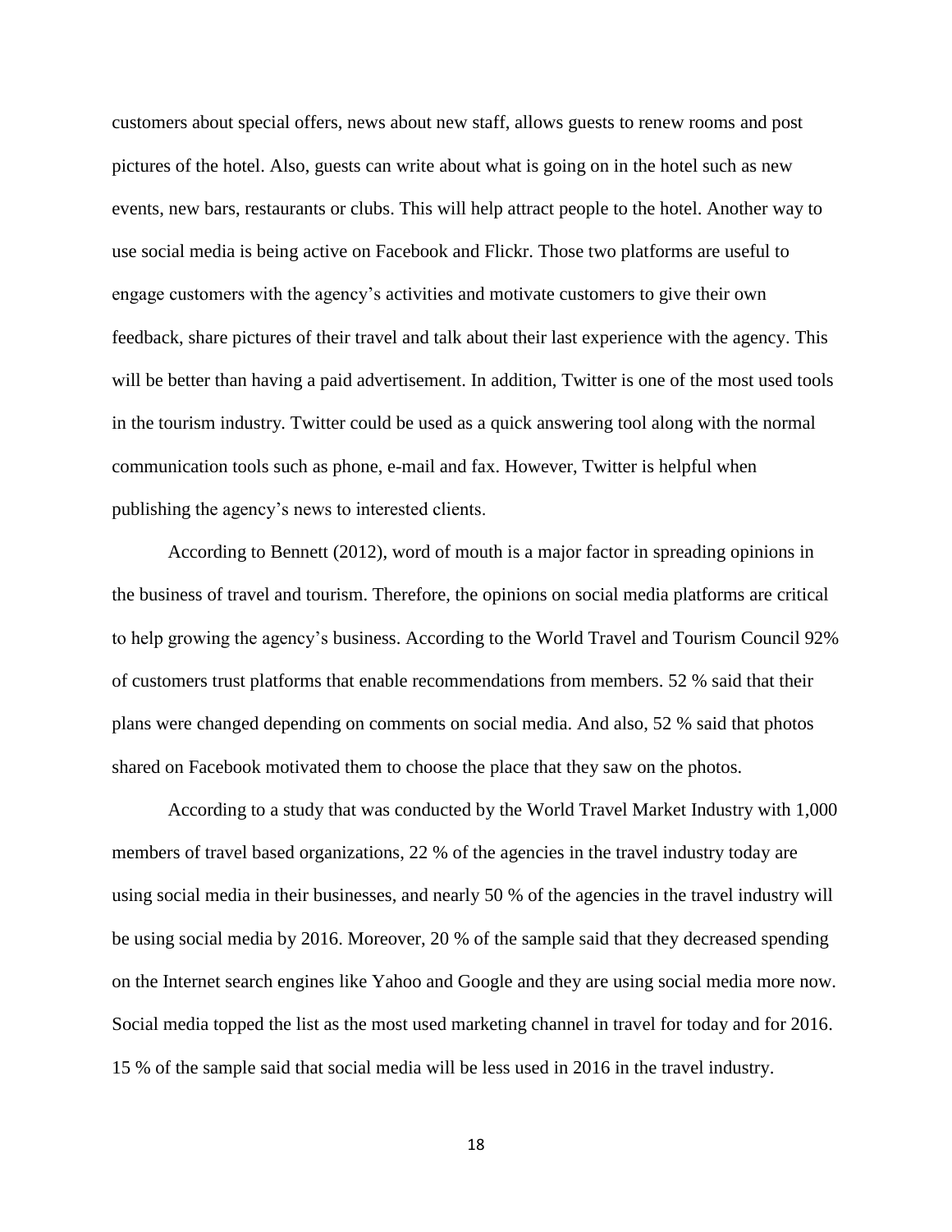customers about special offers, news about new staff, allows guests to renew rooms and post pictures of the hotel. Also, guests can write about what is going on in the hotel such as new events, new bars, restaurants or clubs. This will help attract people to the hotel. Another way to use social media is being active on Facebook and Flickr. Those two platforms are useful to engage customers with the agency's activities and motivate customers to give their own feedback, share pictures of their travel and talk about their last experience with the agency. This will be better than having a paid advertisement. In addition, Twitter is one of the most used tools in the tourism industry. Twitter could be used as a quick answering tool along with the normal communication tools such as phone, e-mail and fax. However, Twitter is helpful when publishing the agency's news to interested clients.

According to Bennett (2012), word of mouth is a major factor in spreading opinions in the business of travel and tourism. Therefore, the opinions on social media platforms are critical to help growing the agency's business. According to the World Travel and Tourism Council 92% of customers trust platforms that enable recommendations from members. 52 % said that their plans were changed depending on comments on social media. And also, 52 % said that photos shared on Facebook motivated them to choose the place that they saw on the photos.

According to a study that was conducted by the World Travel Market Industry with 1,000 members of travel based organizations, 22 % of the agencies in the travel industry today are using social media in their businesses, and nearly 50 % of the agencies in the travel industry will be using social media by 2016. Moreover, 20 % of the sample said that they decreased spending on the Internet search engines like Yahoo and Google and they are using social media more now. Social media topped the list as the most used marketing channel in travel for today and for 2016. 15 % of the sample said that social media will be less used in 2016 in the travel industry.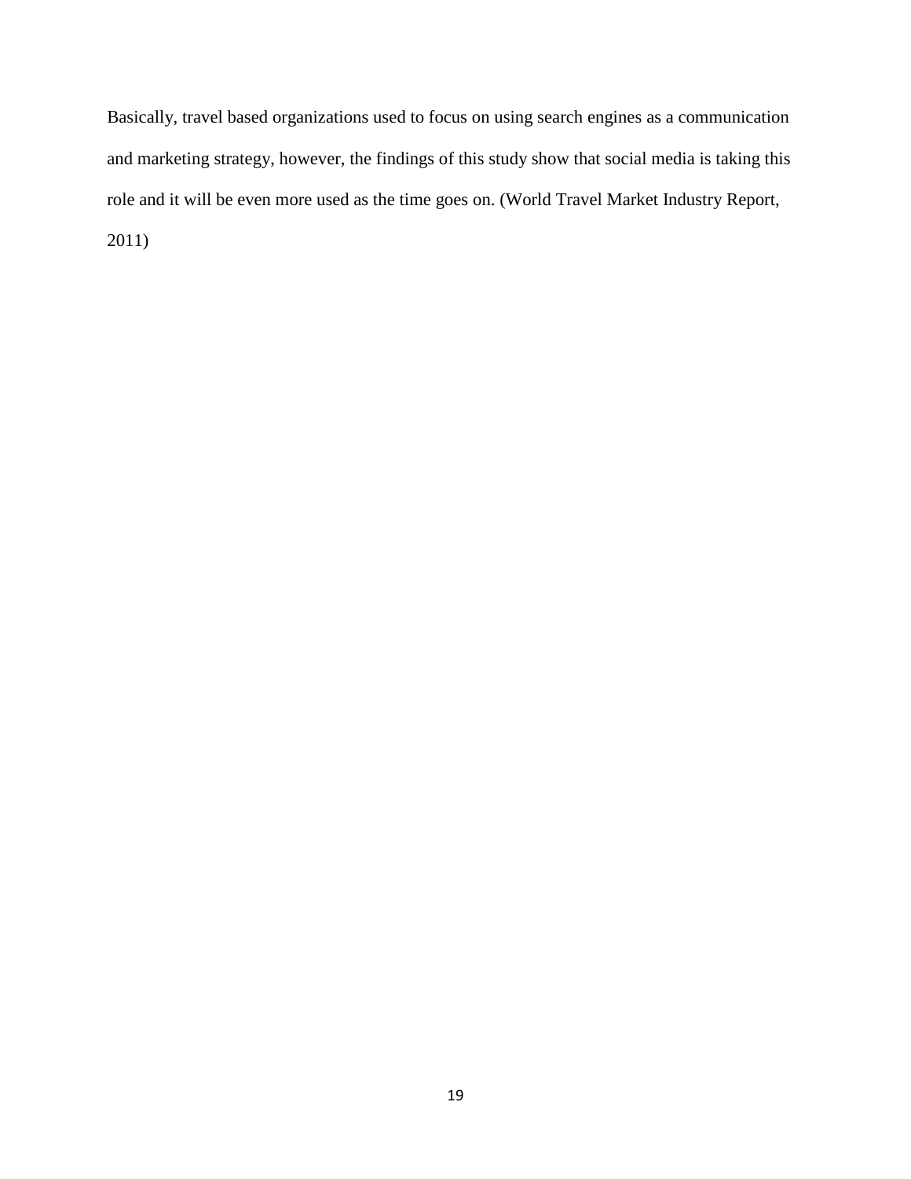Basically, travel based organizations used to focus on using search engines as a communication and marketing strategy, however, the findings of this study show that social media is taking this role and it will be even more used as the time goes on. (World Travel Market Industry Report, 2011)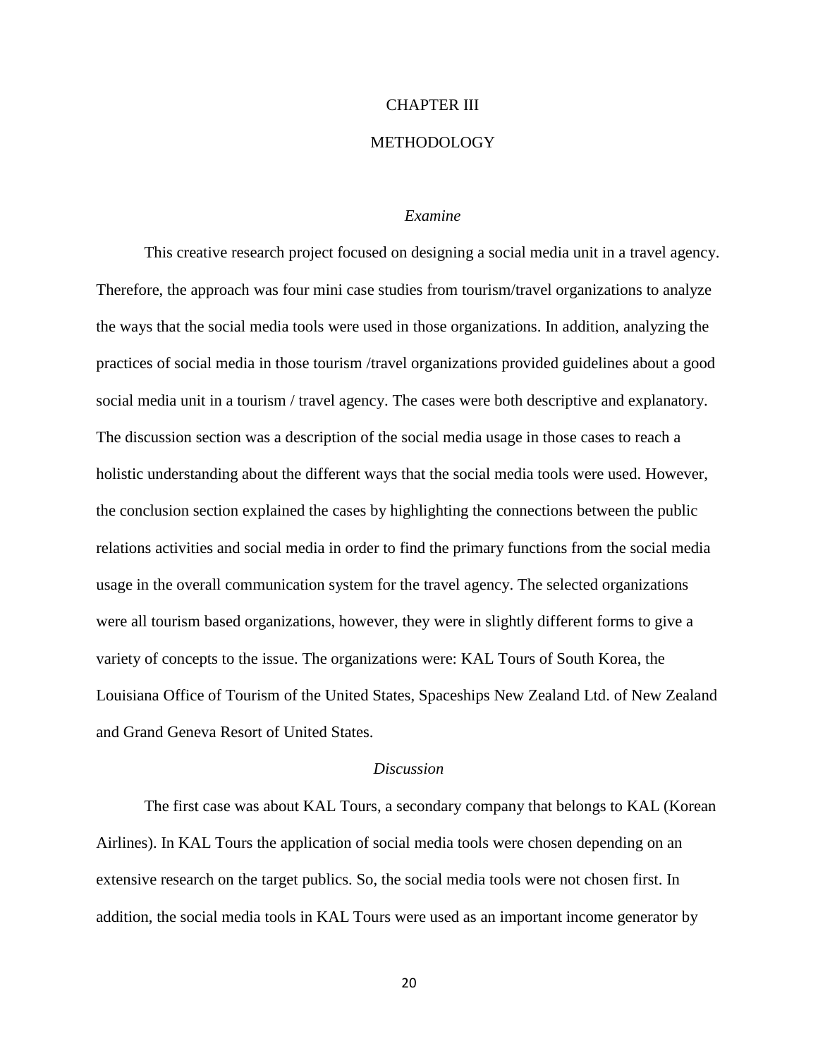# CHAPTER III

# METHODOLOGY

### *Examine*

This creative research project focused on designing a social media unit in a travel agency. Therefore, the approach was four mini case studies from tourism/travel organizations to analyze the ways that the social media tools were used in those organizations. In addition, analyzing the practices of social media in those tourism /travel organizations provided guidelines about a good social media unit in a tourism / travel agency. The cases were both descriptive and explanatory. The discussion section was a description of the social media usage in those cases to reach a holistic understanding about the different ways that the social media tools were used. However, the conclusion section explained the cases by highlighting the connections between the public relations activities and social media in order to find the primary functions from the social media usage in the overall communication system for the travel agency. The selected organizations were all tourism based organizations, however, they were in slightly different forms to give a variety of concepts to the issue. The organizations were: KAL Tours of South Korea, the Louisiana Office of Tourism of the United States, Spaceships New Zealand Ltd. of New Zealand and Grand Geneva Resort of United States.

### *Discussion*

The first case was about KAL Tours, a secondary company that belongs to KAL (Korean Airlines). In KAL Tours the application of social media tools were chosen depending on an extensive research on the target publics. So, the social media tools were not chosen first. In addition, the social media tools in KAL Tours were used as an important income generator by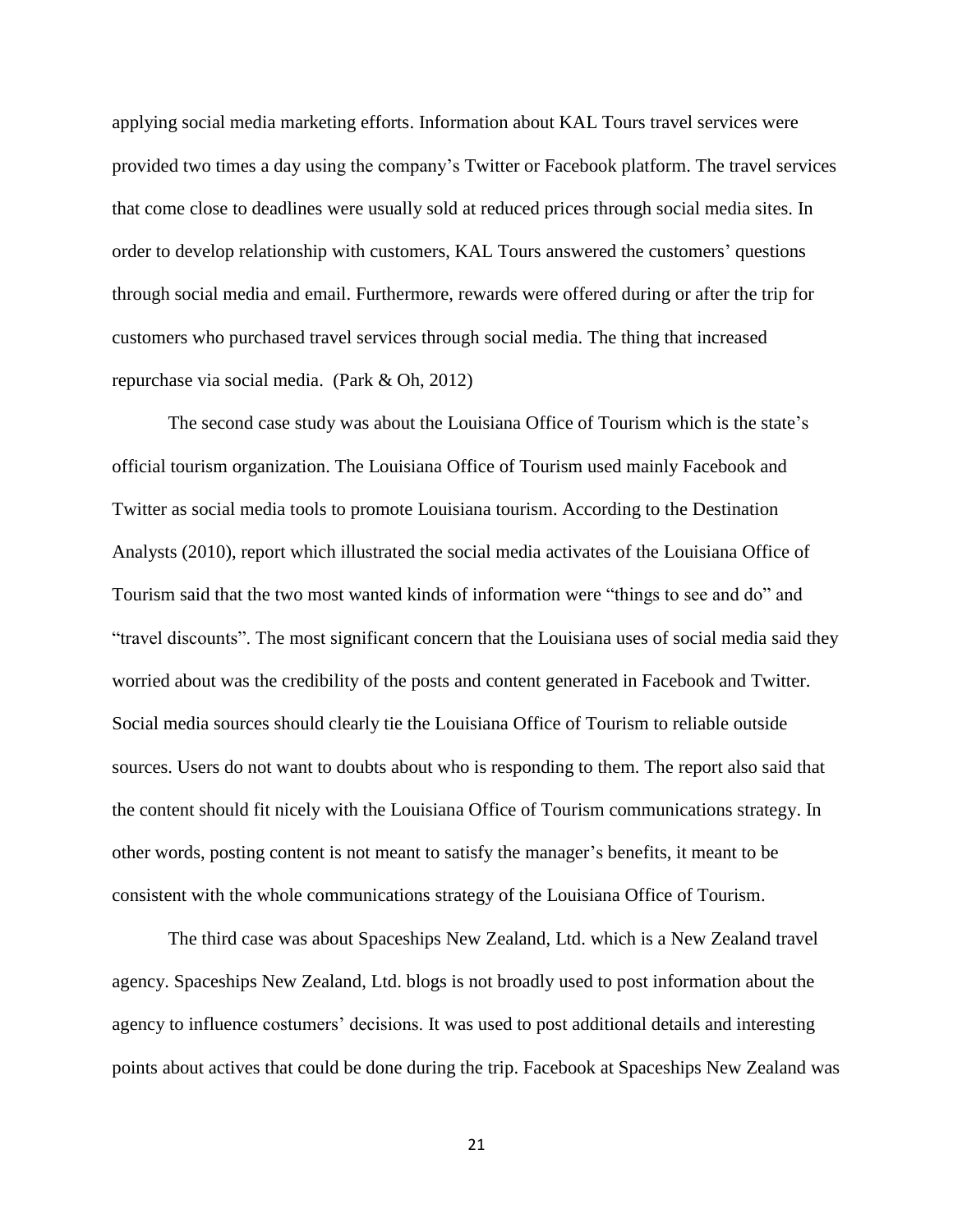applying social media marketing efforts. Information about KAL Tours travel services were provided two times a day using the company's Twitter or Facebook platform. The travel services that come close to deadlines were usually sold at reduced prices through social media sites. In order to develop relationship with customers, KAL Tours answered the customers' questions through social media and email. Furthermore, rewards were offered during or after the trip for customers who purchased travel services through social media. The thing that increased repurchase via social media. (Park & Oh, 2012)

The second case study was about the Louisiana Office of Tourism which is the state's official tourism organization. The Louisiana Office of Tourism used mainly Facebook and Twitter as social media tools to promote Louisiana tourism. According to the Destination Analysts (2010), report which illustrated the social media activates of the Louisiana Office of Tourism said that the two most wanted kinds of information were "things to see and do" and "travel discounts". The most significant concern that the Louisiana uses of social media said they worried about was the credibility of the posts and content generated in Facebook and Twitter. Social media sources should clearly tie the Louisiana Office of Tourism to reliable outside sources. Users do not want to doubts about who is responding to them. The report also said that the content should fit nicely with the Louisiana Office of Tourism communications strategy. In other words, posting content is not meant to satisfy the manager's benefits, it meant to be consistent with the whole communications strategy of the Louisiana Office of Tourism.

The third case was about Spaceships New Zealand, Ltd. which is a New Zealand travel agency. Spaceships New Zealand, Ltd. blogs is not broadly used to post information about the agency to influence costumers' decisions. It was used to post additional details and interesting points about actives that could be done during the trip. Facebook at Spaceships New Zealand was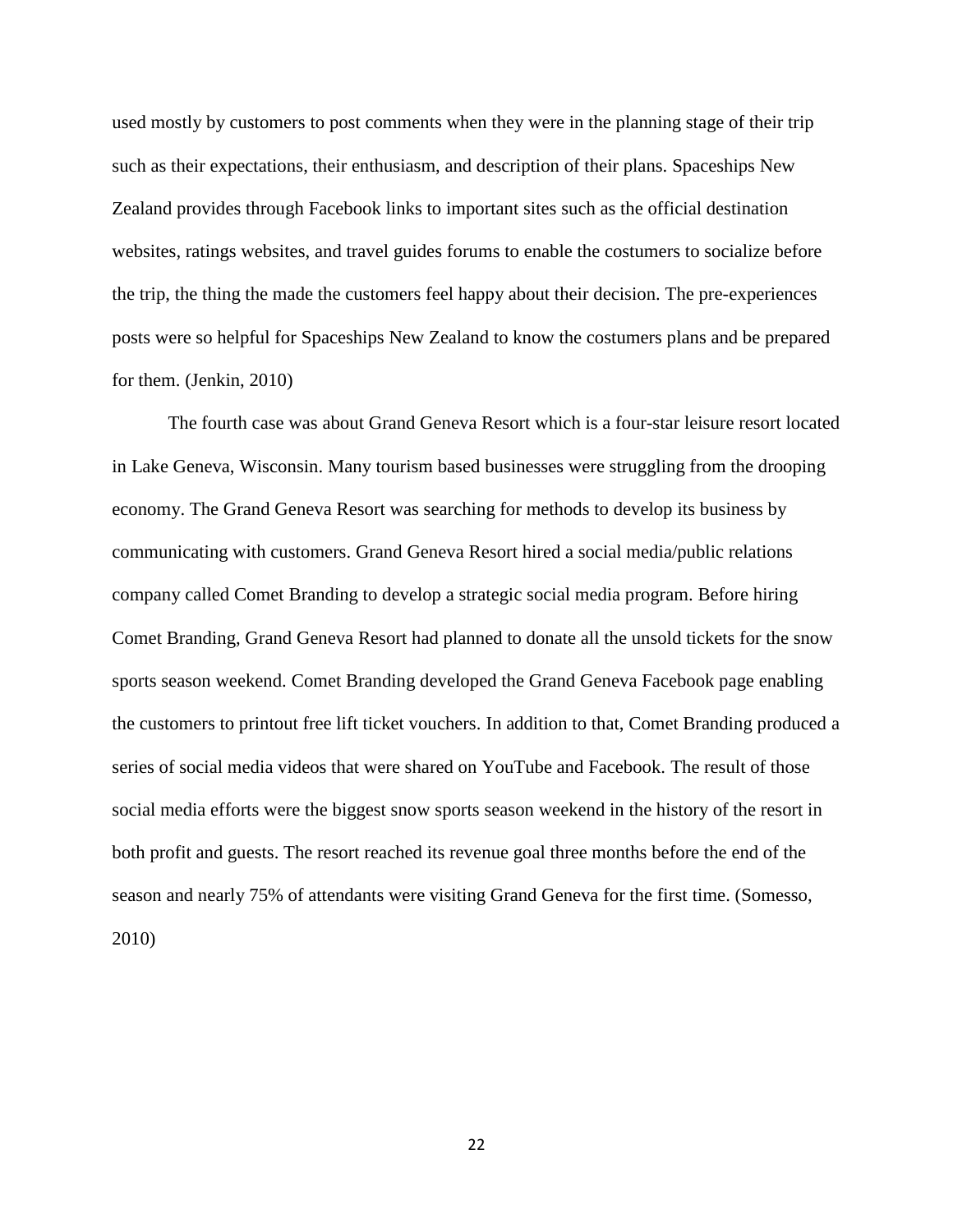used mostly by customers to post comments when they were in the planning stage of their trip such as their expectations, their enthusiasm, and description of their plans. Spaceships New Zealand provides through Facebook links to important sites such as the official destination websites, ratings websites, and travel guides forums to enable the costumers to socialize before the trip, the thing the made the customers feel happy about their decision. The pre-experiences posts were so helpful for Spaceships New Zealand to know the costumers plans and be prepared for them. (Jenkin, 2010)

The fourth case was about Grand Geneva Resort which is a four-star leisure resort located in Lake Geneva, Wisconsin. Many tourism based businesses were struggling from the drooping economy. The Grand Geneva Resort was searching for methods to develop its business by communicating with customers. Grand Geneva Resort hired a social media/public relations company called Comet Branding to develop a strategic social media program. Before hiring Comet Branding, Grand Geneva Resort had planned to donate all the unsold tickets for the snow sports season weekend. Comet Branding developed the Grand Geneva Facebook page enabling the customers to printout free lift ticket vouchers. In addition to that, Comet Branding produced a series of social media videos that were shared on YouTube and Facebook. The result of those social media efforts were the biggest snow sports season weekend in the history of the resort in both profit and guests. The resort reached its revenue goal three months before the end of the season and nearly 75% of attendants were visiting Grand Geneva for the first time. (Somesso, 2010)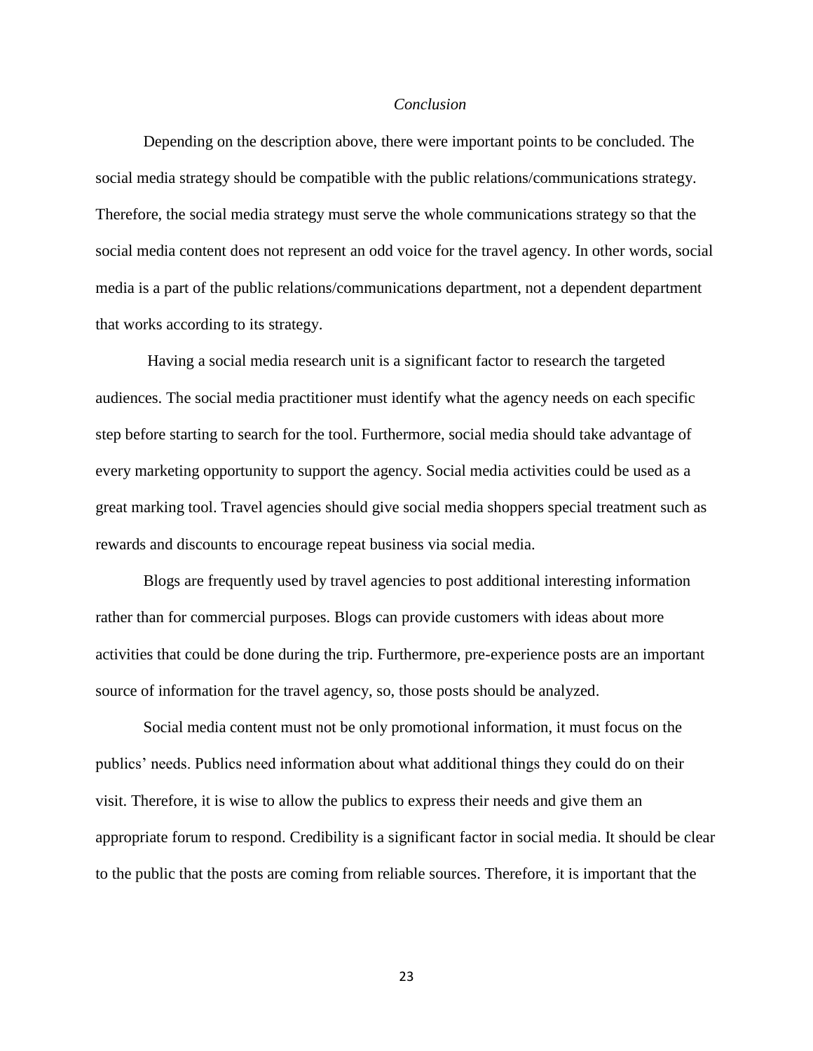## *Conclusion*

Depending on the description above, there were important points to be concluded. The social media strategy should be compatible with the public relations/communications strategy. Therefore, the social media strategy must serve the whole communications strategy so that the social media content does not represent an odd voice for the travel agency. In other words, social media is a part of the public relations/communications department, not a dependent department that works according to its strategy.

Having a social media research unit is a significant factor to research the targeted audiences. The social media practitioner must identify what the agency needs on each specific step before starting to search for the tool. Furthermore, social media should take advantage of every marketing opportunity to support the agency. Social media activities could be used as a great marking tool. Travel agencies should give social media shoppers special treatment such as rewards and discounts to encourage repeat business via social media.

Blogs are frequently used by travel agencies to post additional interesting information rather than for commercial purposes. Blogs can provide customers with ideas about more activities that could be done during the trip. Furthermore, pre-experience posts are an important source of information for the travel agency, so, those posts should be analyzed.

Social media content must not be only promotional information, it must focus on the publics' needs. Publics need information about what additional things they could do on their visit. Therefore, it is wise to allow the publics to express their needs and give them an appropriate forum to respond. Credibility is a significant factor in social media. It should be clear to the public that the posts are coming from reliable sources. Therefore, it is important that the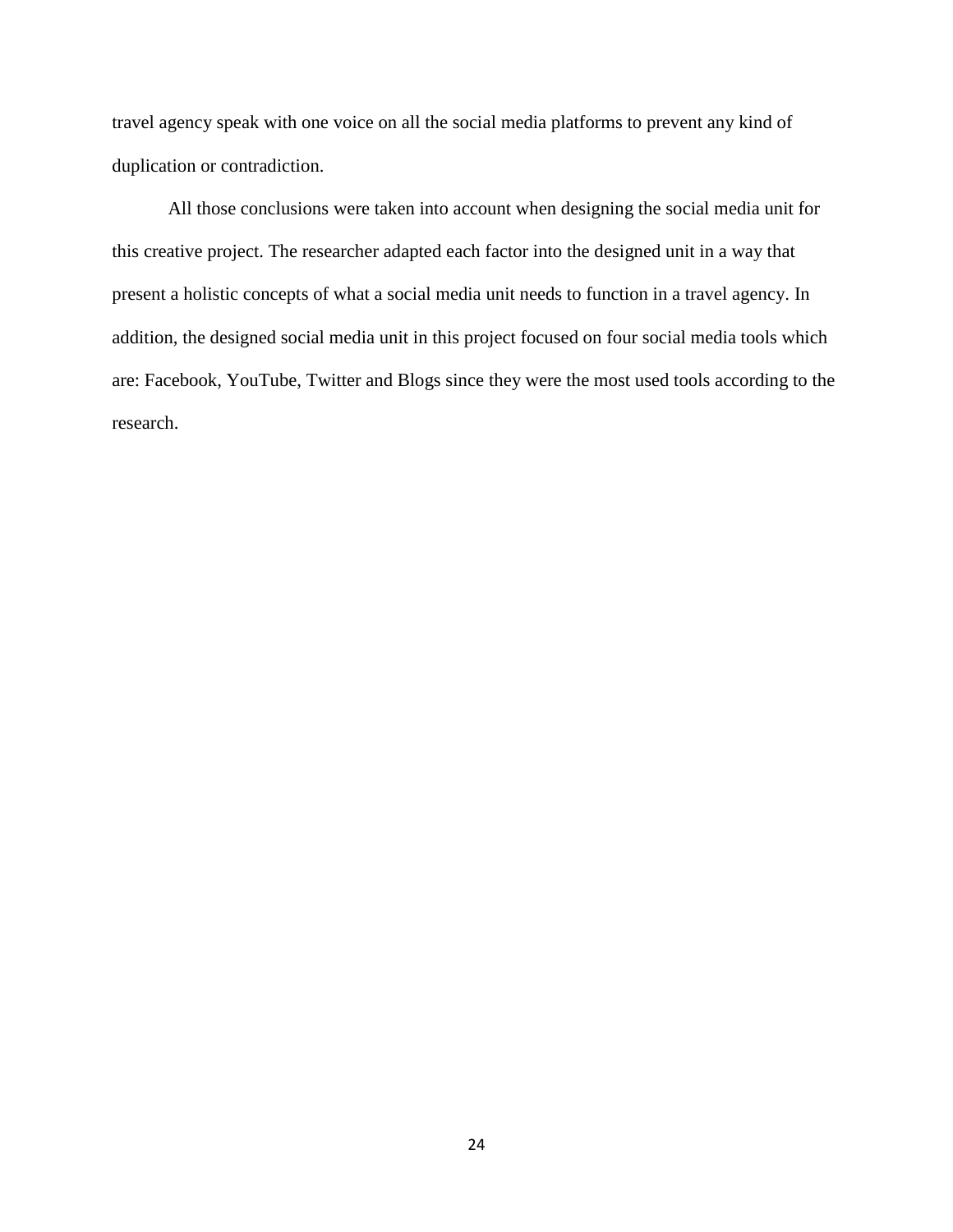travel agency speak with one voice on all the social media platforms to prevent any kind of duplication or contradiction.

All those conclusions were taken into account when designing the social media unit for this creative project. The researcher adapted each factor into the designed unit in a way that present a holistic concepts of what a social media unit needs to function in a travel agency. In addition, the designed social media unit in this project focused on four social media tools which are: Facebook, YouTube, Twitter and Blogs since they were the most used tools according to the research.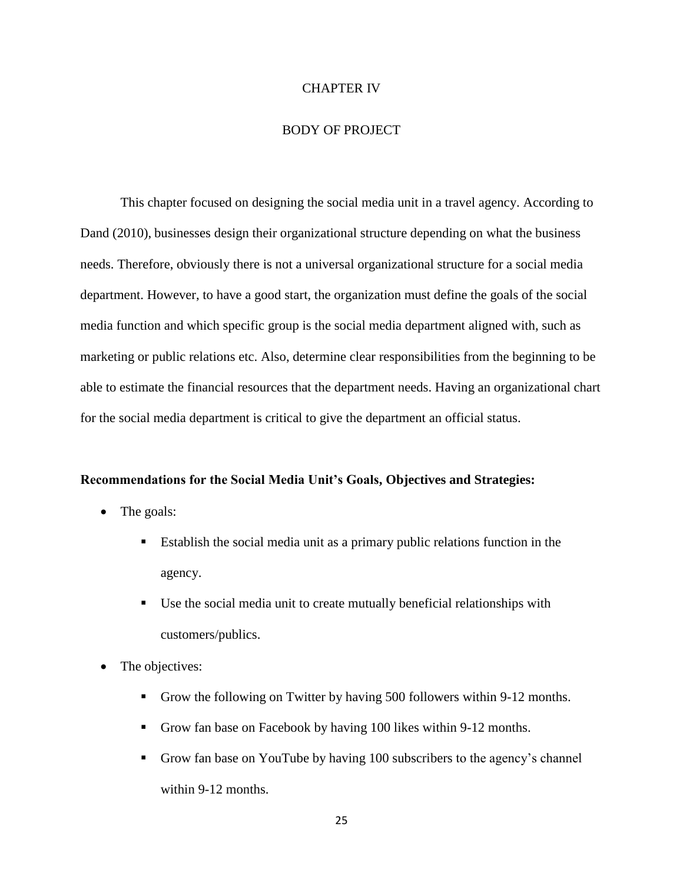# CHAPTER IV

## BODY OF PROJECT

This chapter focused on designing the social media unit in a travel agency. According to Dand (2010), businesses design their organizational structure depending on what the business needs. Therefore, obviously there is not a universal organizational structure for a social media department. However, to have a good start, the organization must define the goals of the social media function and which specific group is the social media department aligned with, such as marketing or public relations etc. Also, determine clear responsibilities from the beginning to be able to estimate the financial resources that the department needs. Having an organizational chart for the social media department is critical to give the department an official status.

**Recommendations for the Social Media Unit's Goals, Objectives and Strategies:**

- The goals:
  - Establish the social media unit as a primary public relations function in the agency.
  - Use the social media unit to create mutually beneficial relationships with customers/publics.
- The objectives:
  - Grow the following on Twitter by having 500 followers within 9-12 months.
  - Grow fan base on Facebook by having 100 likes within 9-12 months.
  - Grow fan base on YouTube by having 100 subscribers to the agency's channel within 9-12 months.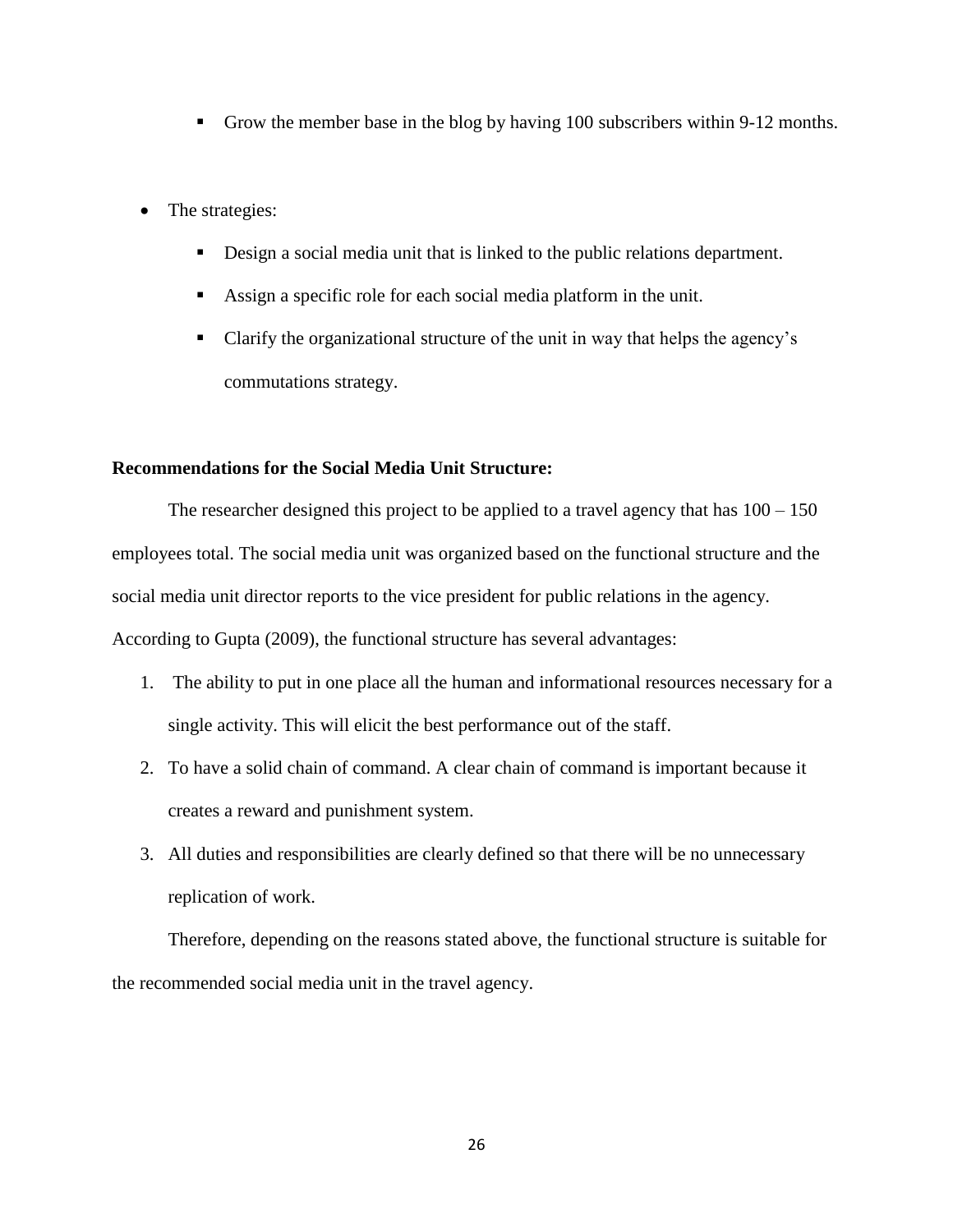- Grow the member base in the blog by having 100 subscribers within 9-12 months.

- The strategies:
   - Design a social media unit that is linked to the public relations department.
   - Assign a specific role for each social media platform in the unit.
   - Clarify the organizational structure of the unit in way that helps the agency's commutations strategy.

**Recommendations for the Social Media Unit Structure:**

The researcher designed this project to be applied to a travel agency that has 100 – 150 employees total. The social media unit was organized based on the functional structure and the social media unit director reports to the vice president for public relations in the agency. According to Gupta (2009), the functional structure has several advantages:

1. The ability to put in one place all the human and informational resources necessary for a single activity. This will elicit the best performance out of the staff.
2. To have a solid chain of command. A clear chain of command is important because it creates a reward and punishment system.
3. All duties and responsibilities are clearly defined so that there will be no unnecessary replication of work.

Therefore, depending on the reasons stated above, the functional structure is suitable for the recommended social media unit in the travel agency.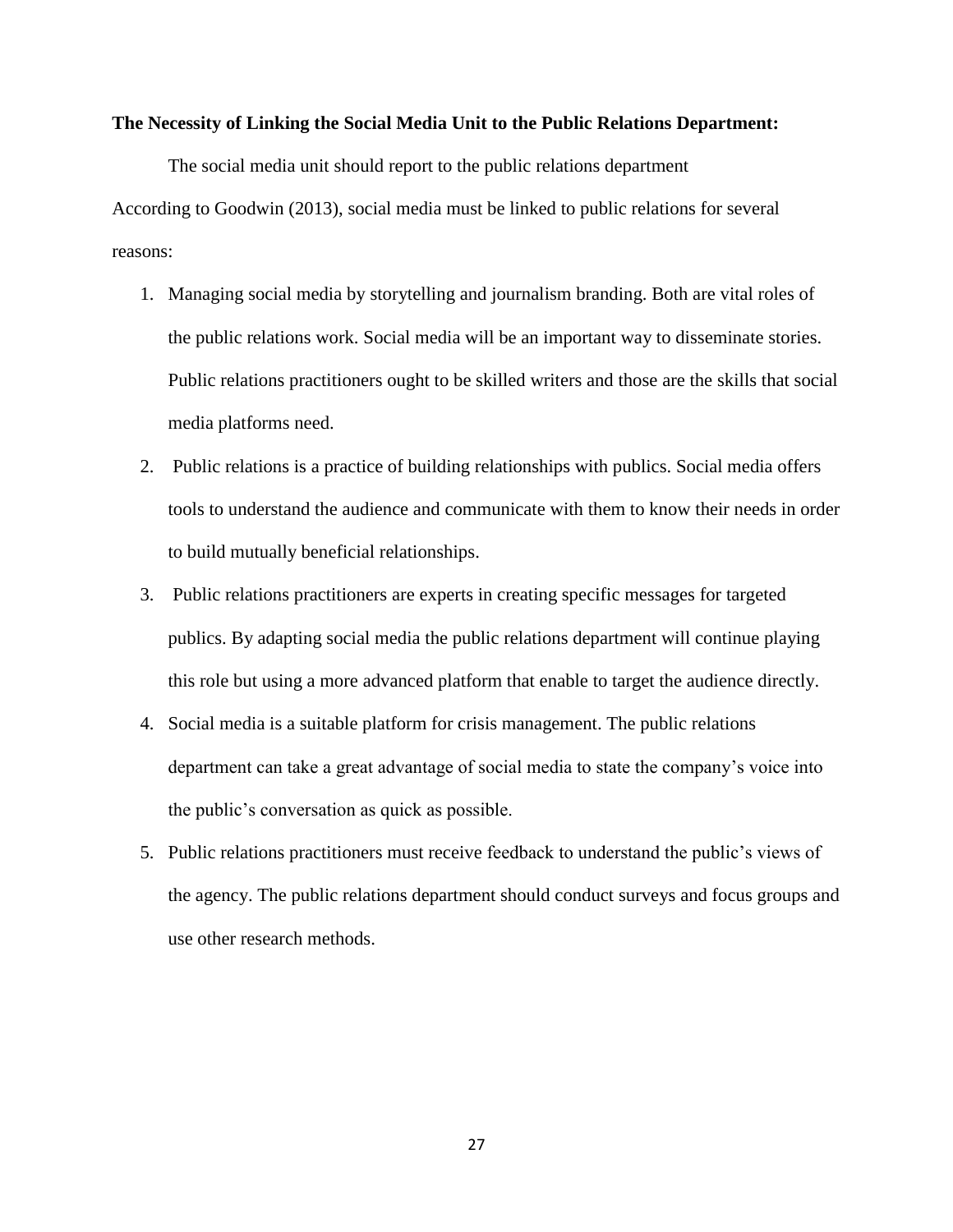**The Necessity of Linking the Social Media Unit to the Public Relations Department:**

The social media unit should report to the public relations department

According to Goodwin (2013), social media must be linked to public relations for several reasons:

1. Managing social media by storytelling and journalism branding. Both are vital roles of the public relations work. Social media will be an important way to disseminate stories. Public relations practitioners ought to be skilled writers and those are the skills that social media platforms need.
2. Public relations is a practice of building relationships with publics. Social media offers tools to understand the audience and communicate with them to know their needs in order to build mutually beneficial relationships.
3. Public relations practitioners are experts in creating specific messages for targeted publics. By adapting social media the public relations department will continue playing this role but using a more advanced platform that enable to target the audience directly.
4. Social media is a suitable platform for crisis management. The public relations department can take a great advantage of social media to state the company's voice into the public's conversation as quick as possible.
5. Public relations practitioners must receive feedback to understand the public's views of the agency. The public relations department should conduct surveys and focus groups and use other research methods.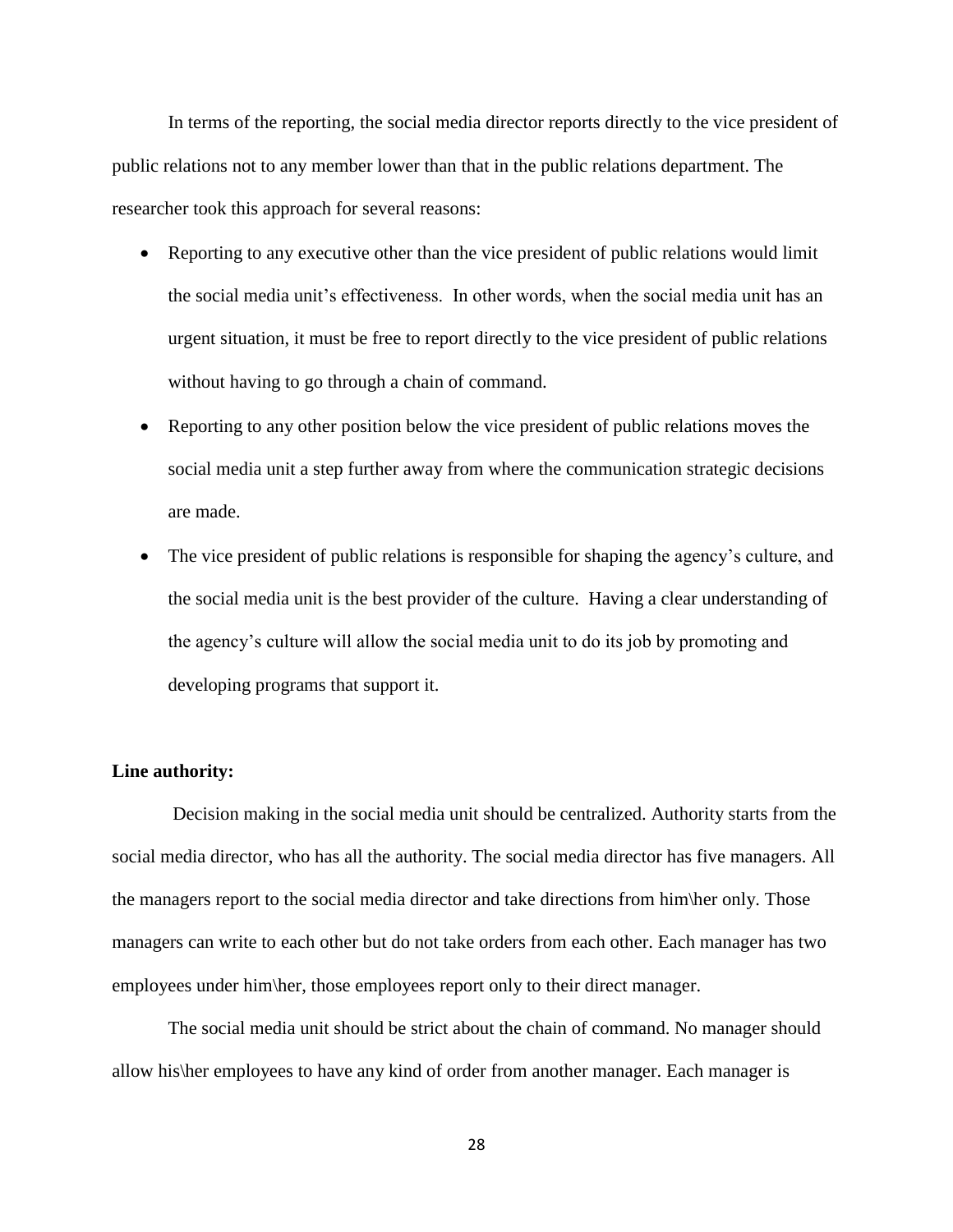In terms of the reporting, the social media director reports directly to the vice president of public relations not to any member lower than that in the public relations department. The researcher took this approach for several reasons:

- Reporting to any executive other than the vice president of public relations would limit the social media unit's effectiveness. In other words, when the social media unit has an urgent situation, it must be free to report directly to the vice president of public relations without having to go through a chain of command.
- Reporting to any other position below the vice president of public relations moves the social media unit a step further away from where the communication strategic decisions are made.
- The vice president of public relations is responsible for shaping the agency's culture, and the social media unit is the best provider of the culture. Having a clear understanding of the agency's culture will allow the social media unit to do its job by promoting and developing programs that support it.

**Line authority:**

Decision making in the social media unit should be centralized. Authority starts from the social media director, who has all the authority. The social media director has five managers. All the managers report to the social media director and take directions from him\her only. Those managers can write to each other but do not take orders from each other. Each manager has two employees under him\her, those employees report only to their direct manager.

The social media unit should be strict about the chain of command. No manager should allow his\her employees to have any kind of order from another manager. Each manager is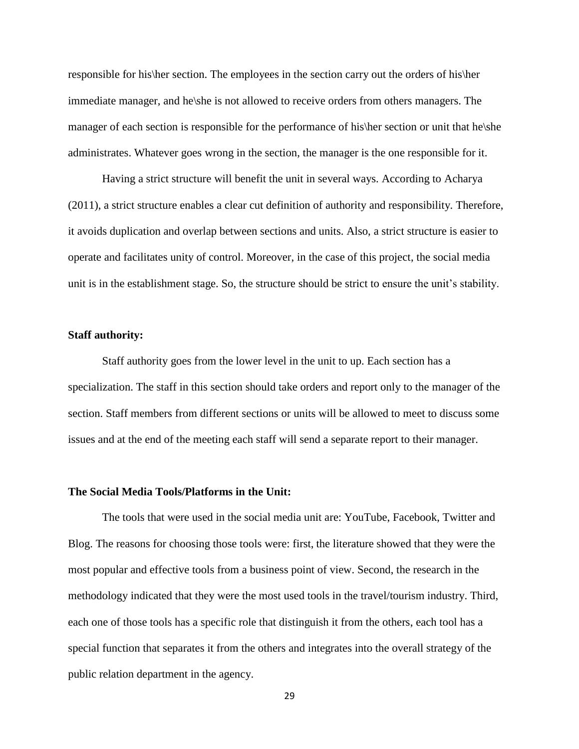responsible for his\her section. The employees in the section carry out the orders of his\her immediate manager, and he\she is not allowed to receive orders from others managers. The manager of each section is responsible for the performance of his\her section or unit that he\she administrates. Whatever goes wrong in the section, the manager is the one responsible for it.

Having a strict structure will benefit the unit in several ways. According to Acharya (2011), a strict structure enables a clear cut definition of authority and responsibility. Therefore, it avoids duplication and overlap between sections and units. Also, a strict structure is easier to operate and facilitates unity of control. Moreover, in the case of this project, the social media unit is in the establishment stage. So, the structure should be strict to ensure the unit's stability.

**Staff authority:**

Staff authority goes from the lower level in the unit to up. Each section has a specialization. The staff in this section should take orders and report only to the manager of the section. Staff members from different sections or units will be allowed to meet to discuss some issues and at the end of the meeting each staff will send a separate report to their manager.

**The Social Media Tools/Platforms in the Unit:**

The tools that were used in the social media unit are: YouTube, Facebook, Twitter and Blog. The reasons for choosing those tools were: first, the literature showed that they were the most popular and effective tools from a business point of view. Second, the research in the methodology indicated that they were the most used tools in the travel/tourism industry. Third, each one of those tools has a specific role that distinguish it from the others, each tool has a special function that separates it from the others and integrates into the overall strategy of the public relation department in the agency.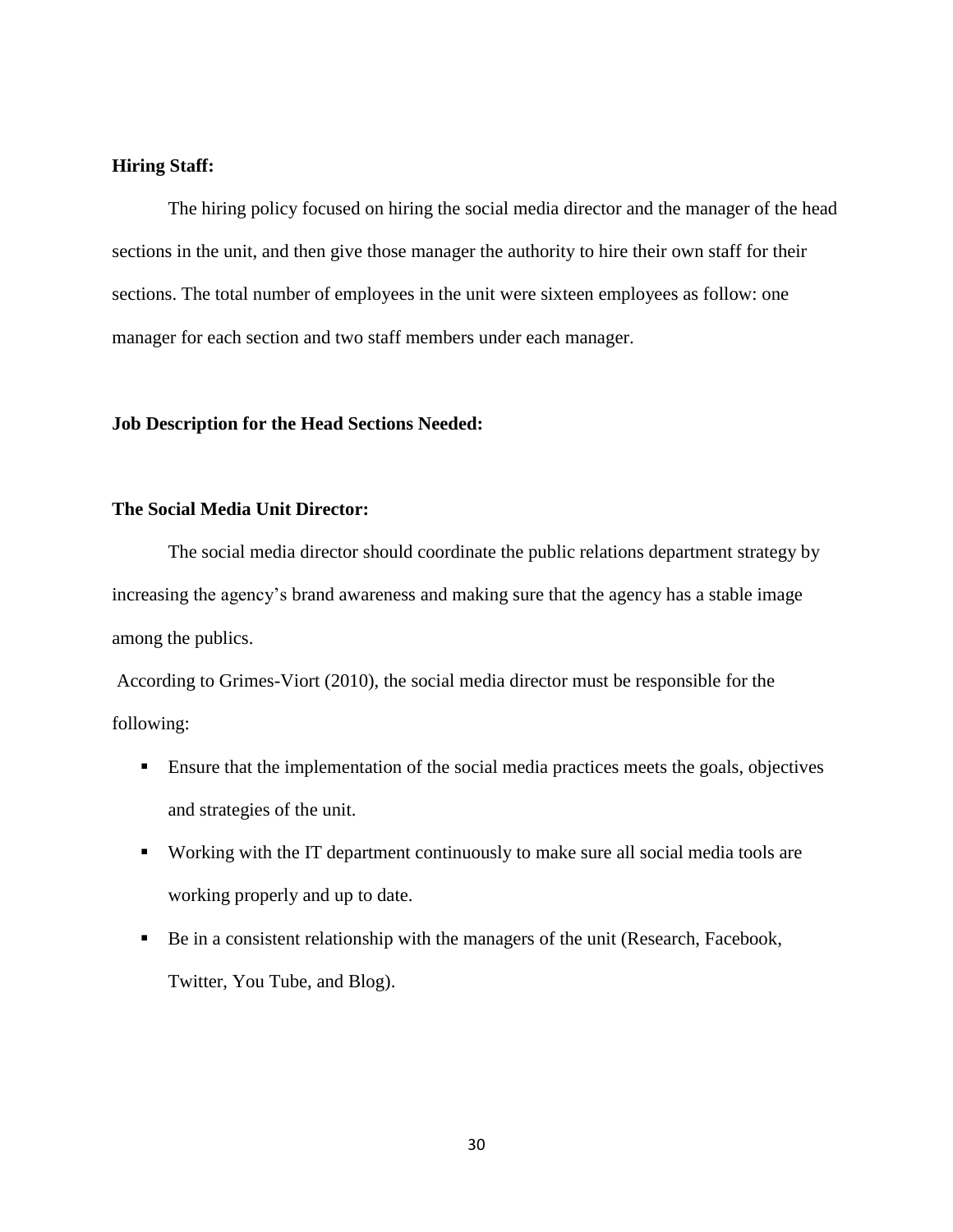**Hiring Staff:**

The hiring policy focused on hiring the social media director and the manager of the head sections in the unit, and then give those manager the authority to hire their own staff for their sections. The total number of employees in the unit were sixteen employees as follow: one manager for each section and two staff members under each manager.

**Job Description for the Head Sections Needed:**

**The Social Media Unit Director:**

The social media director should coordinate the public relations department strategy by increasing the agency's brand awareness and making sure that the agency has a stable image among the publics.

According to Grimes-Viort (2010), the social media director must be responsible for the following:

- Ensure that the implementation of the social media practices meets the goals, objectives and strategies of the unit.
- Working with the IT department continuously to make sure all social media tools are working properly and up to date.
- Be in a consistent relationship with the managers of the unit (Research, Facebook, Twitter, You Tube, and Blog).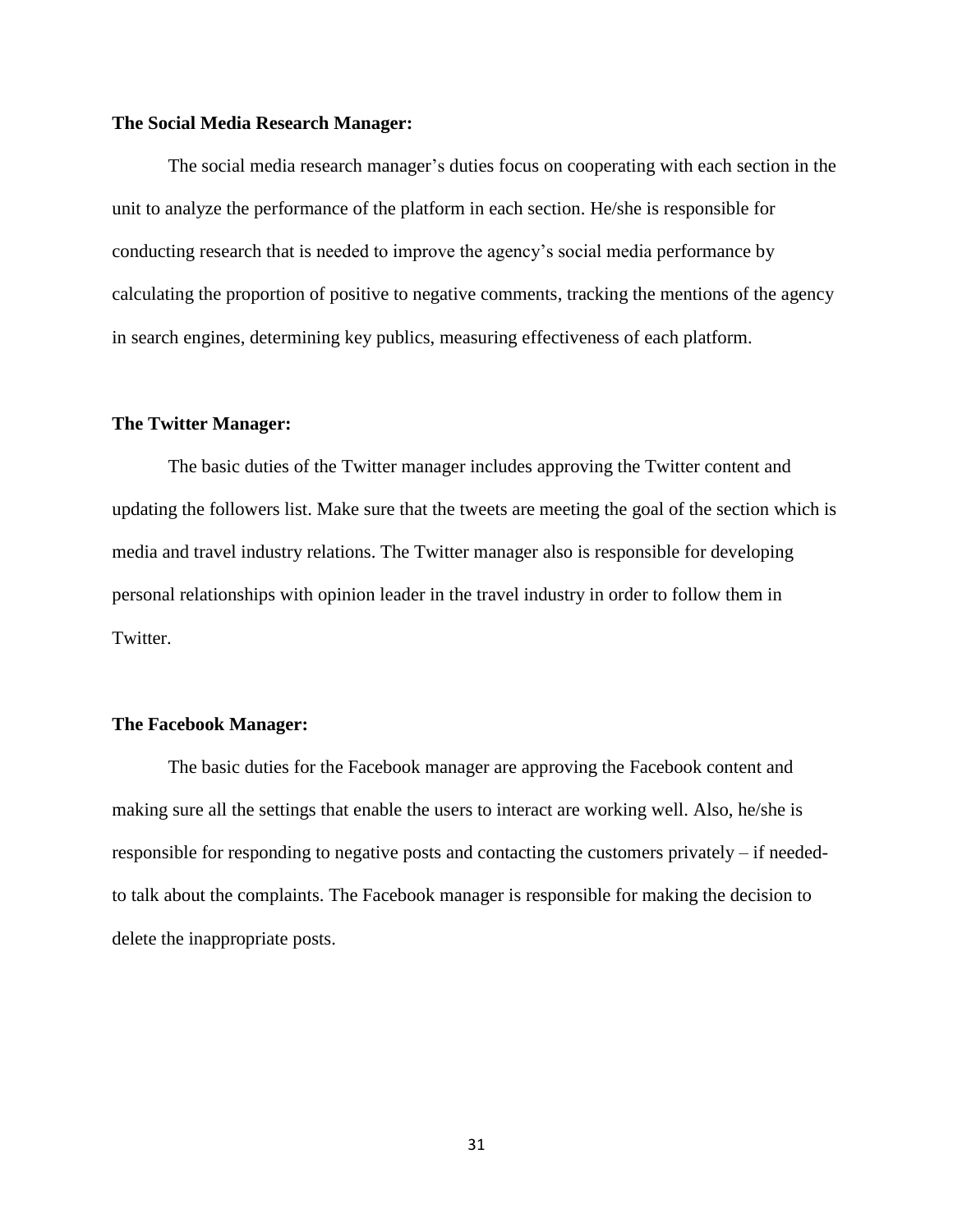**The Social Media Research Manager:**

The social media research manager's duties focus on cooperating with each section in the unit to analyze the performance of the platform in each section. He/she is responsible for conducting research that is needed to improve the agency's social media performance by calculating the proportion of positive to negative comments, tracking the mentions of the agency in search engines, determining key publics, measuring effectiveness of each platform.

**The Twitter Manager:**

The basic duties of the Twitter manager includes approving the Twitter content and updating the followers list. Make sure that the tweets are meeting the goal of the section which is media and travel industry relations. The Twitter manager also is responsible for developing personal relationships with opinion leader in the travel industry in order to follow them in Twitter.

**The Facebook Manager:**

The basic duties for the Facebook manager are approving the Facebook content and making sure all the settings that enable the users to interact are working well. Also, he/she is responsible for responding to negative posts and contacting the customers privately – if needed- to talk about the complaints. The Facebook manager is responsible for making the decision to delete the inappropriate posts.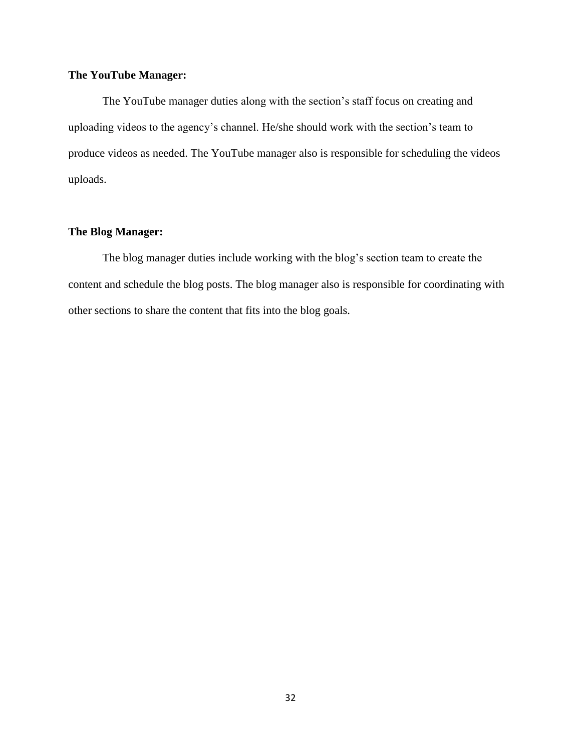**The YouTube Manager:**

The YouTube manager duties along with the section's staff focus on creating and uploading videos to the agency's channel. He/she should work with the section's team to produce videos as needed. The YouTube manager also is responsible for scheduling the videos uploads.

**The Blog Manager:**

The blog manager duties include working with the blog's section team to create the content and schedule the blog posts. The blog manager also is responsible for coordinating with other sections to share the content that fits into the blog goals.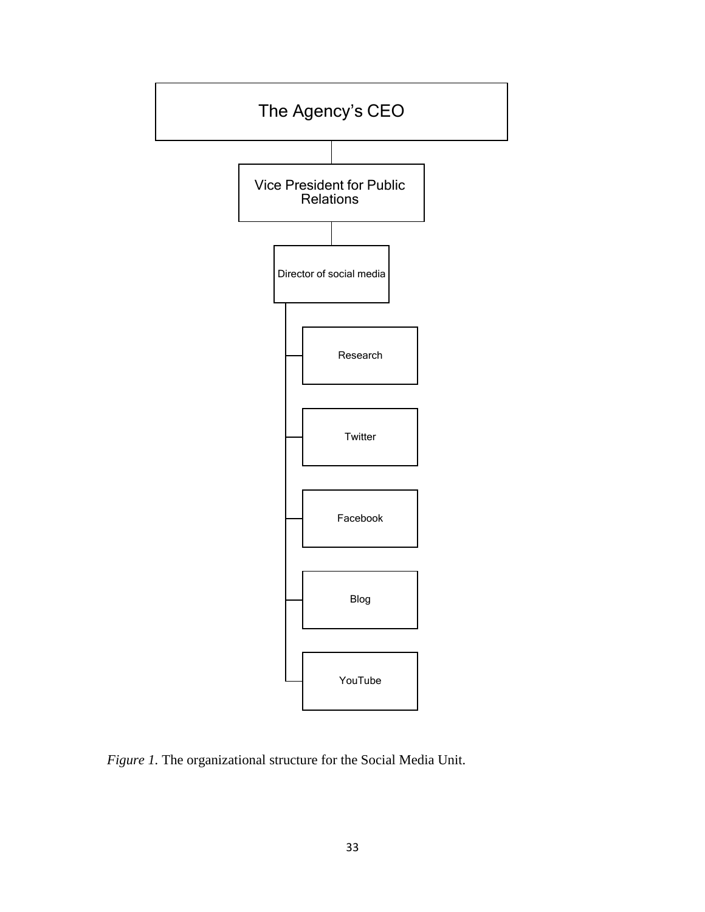- The Agency's CEO
  - Vice President for Public Relations
    - Director of social media
      - Research
      - Twitter
      - Facebook
      - Blog
      - YouTube

*Figure 1.* The organizational structure for the Social Media Unit.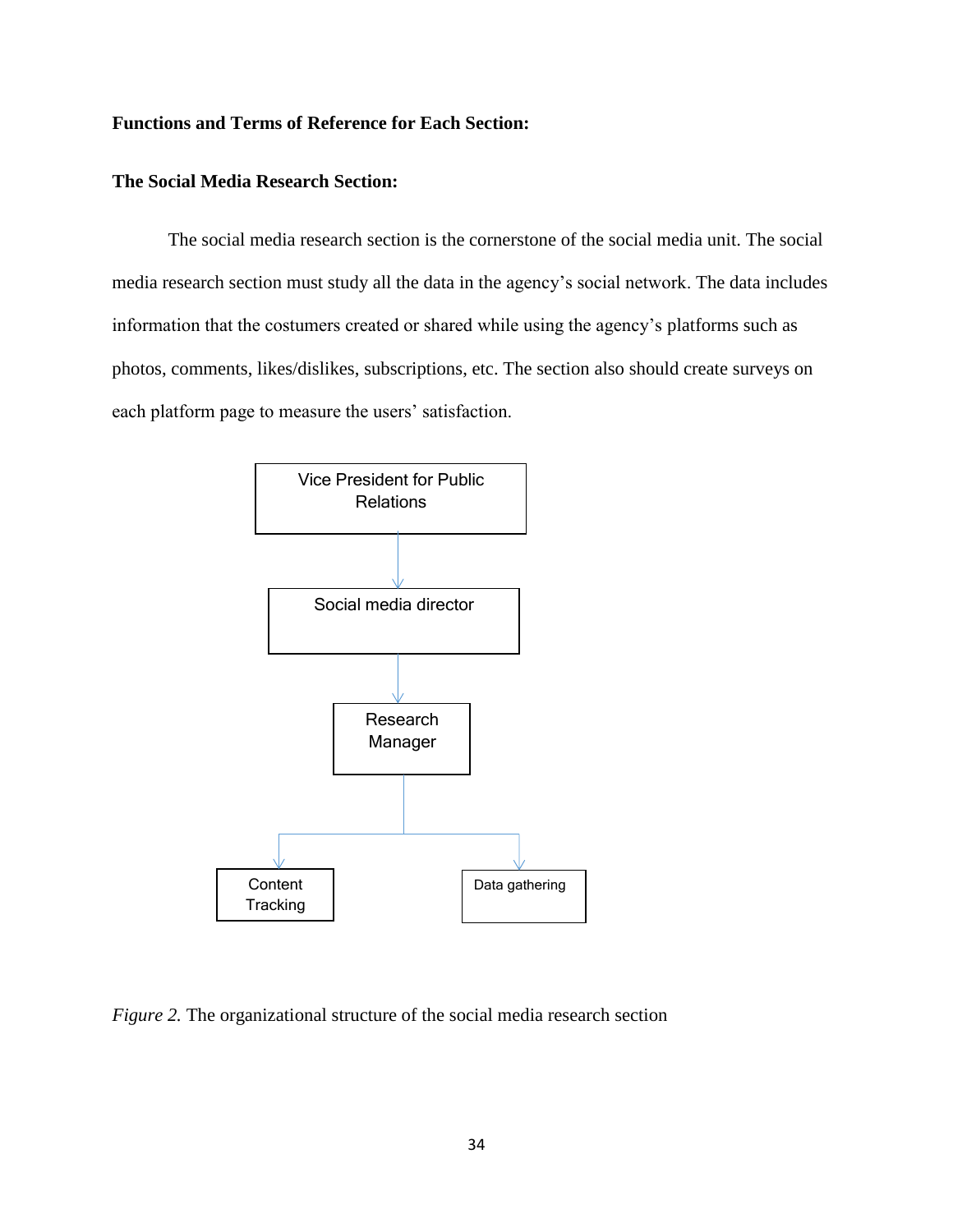**Functions and Terms of Reference for Each Section:**

**The Social Media Research Section:**

The social media research section is the cornerstone of the social media unit. The social media research section must study all the data in the agency's social network. The data includes information that the costumers created or shared while using the agency's platforms such as photos, comments, likes/dislikes, subscriptions, etc. The section also should create surveys on each platform page to measure the users' satisfaction.

Vice President for Public Relations

Social media director

Research Manager

Content Tracking

Data gathering

*Figure 2.* The organizational structure of the social media research section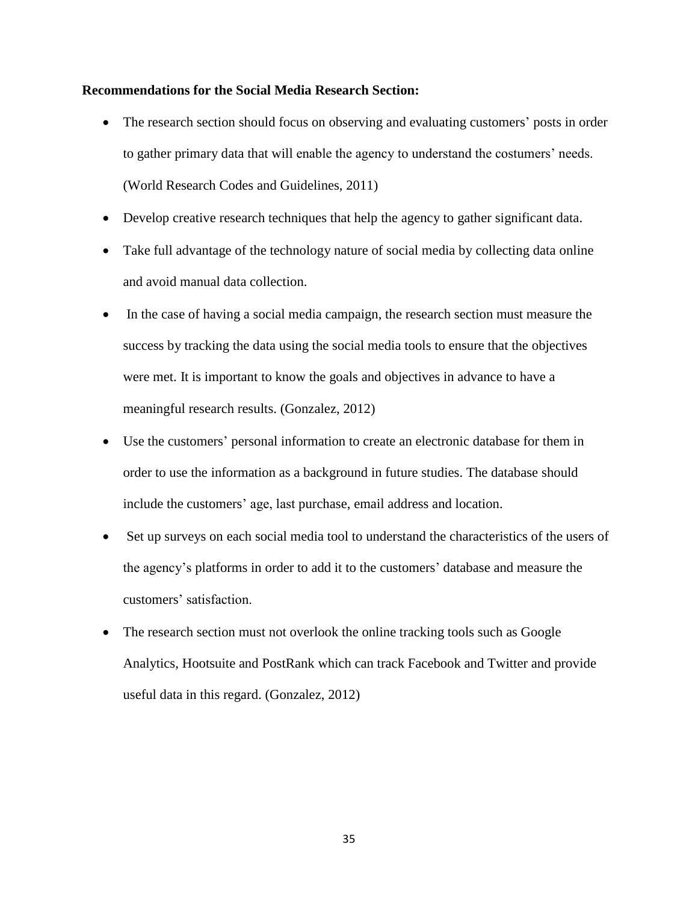**Recommendations for the Social Media Research Section:**

- The research section should focus on observing and evaluating customers' posts in order to gather primary data that will enable the agency to understand the costumers' needs. (World Research Codes and Guidelines, 2011)
- Develop creative research techniques that help the agency to gather significant data.
- Take full advantage of the technology nature of social media by collecting data online and avoid manual data collection.
- In the case of having a social media campaign, the research section must measure the success by tracking the data using the social media tools to ensure that the objectives were met. It is important to know the goals and objectives in advance to have a meaningful research results. (Gonzalez, 2012)
- Use the customers' personal information to create an electronic database for them in order to use the information as a background in future studies. The database should include the customers' age, last purchase, email address and location.
- Set up surveys on each social media tool to understand the characteristics of the users of the agency's platforms in order to add it to the customers' database and measure the customers' satisfaction.
- The research section must not overlook the online tracking tools such as Google Analytics, Hootsuite and PostRank which can track Facebook and Twitter and provide useful data in this regard. (Gonzalez, 2012)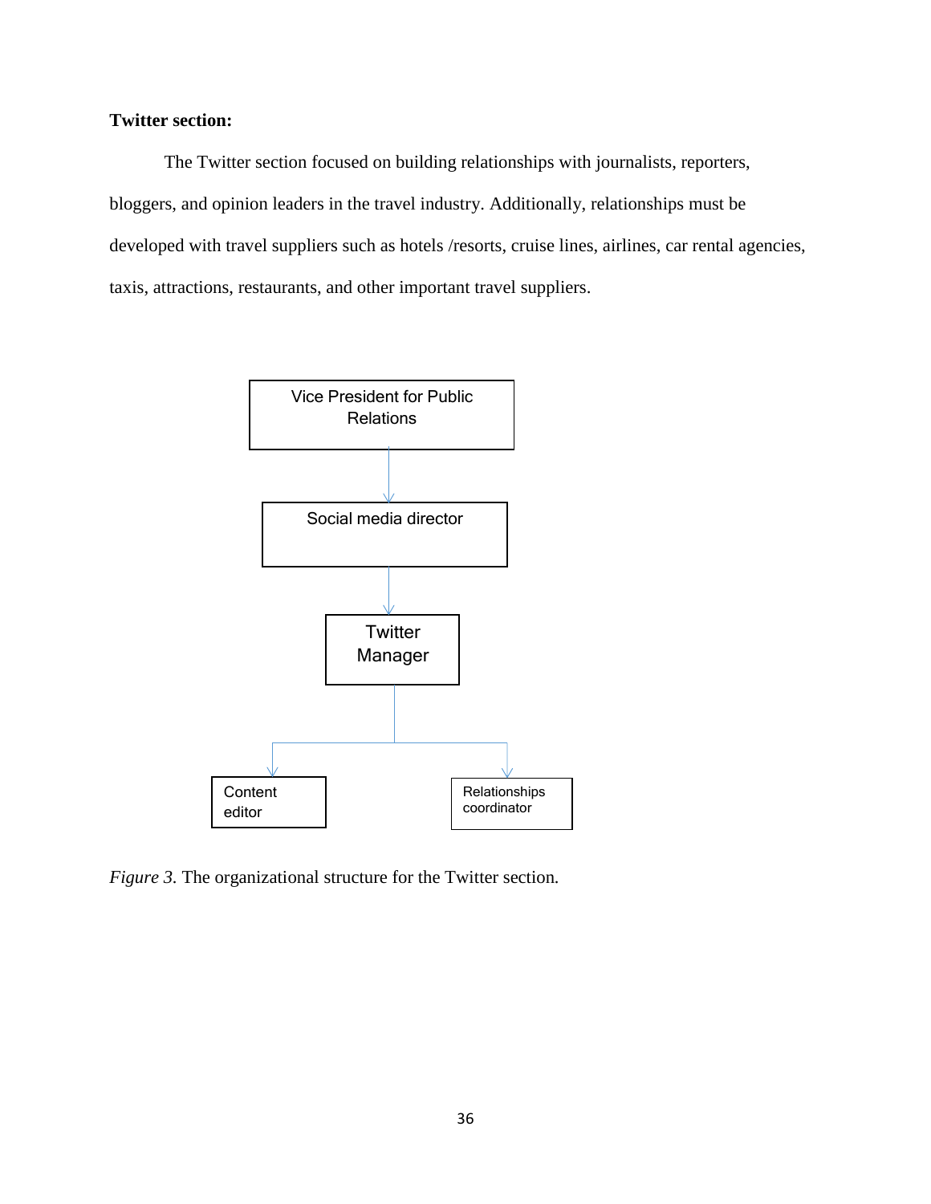**Twitter section:**

The Twitter section focused on building relationships with journalists, reporters, bloggers, and opinion leaders in the travel industry. Additionally, relationships must be developed with travel suppliers such as hotels /resorts, cruise lines, airlines, car rental agencies, taxis, attractions, restaurants, and other important travel suppliers.

Vice President for Public Relations

Social media director

Twitter Manager

Content editor

Relationships coordinator

*Figure 3.* The organizational structure for the Twitter section.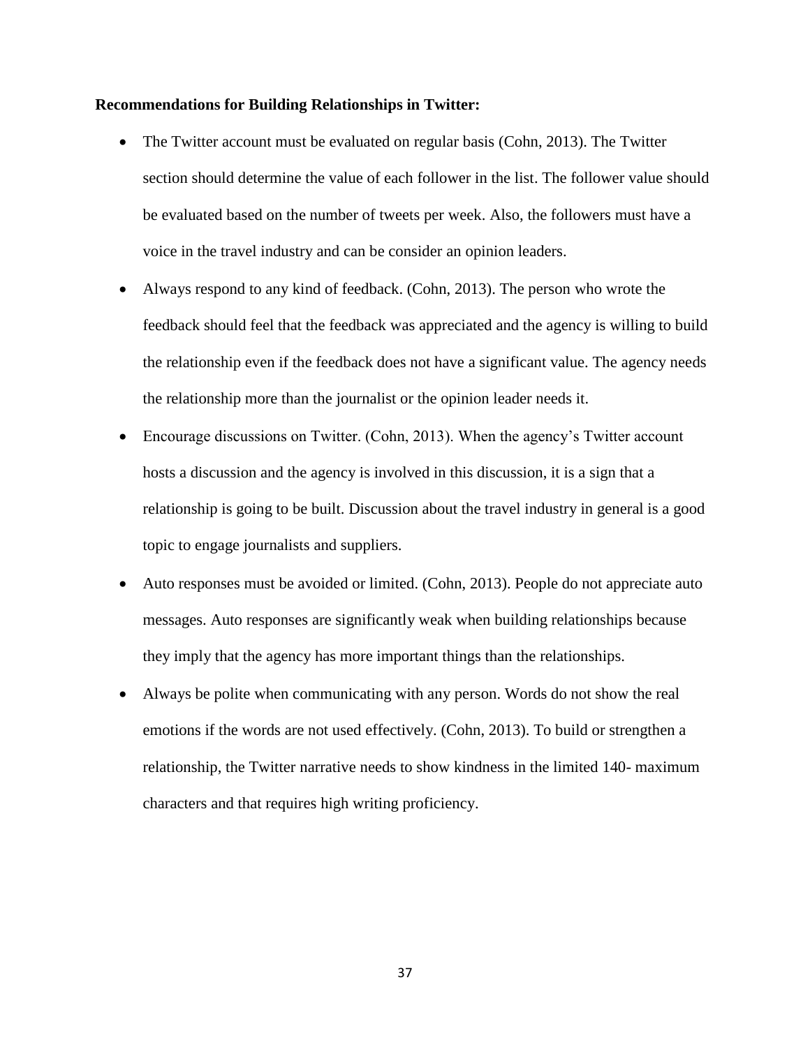**Recommendations for Building Relationships in Twitter:**

- The Twitter account must be evaluated on regular basis (Cohn, 2013). The Twitter section should determine the value of each follower in the list. The follower value should be evaluated based on the number of tweets per week. Also, the followers must have a voice in the travel industry and can be consider an opinion leaders.
- Always respond to any kind of feedback. (Cohn, 2013). The person who wrote the feedback should feel that the feedback was appreciated and the agency is willing to build the relationship even if the feedback does not have a significant value. The agency needs the relationship more than the journalist or the opinion leader needs it.
- Encourage discussions on Twitter. (Cohn, 2013). When the agency's Twitter account hosts a discussion and the agency is involved in this discussion, it is a sign that a relationship is going to be built. Discussion about the travel industry in general is a good topic to engage journalists and suppliers.
- Auto responses must be avoided or limited. (Cohn, 2013). People do not appreciate auto messages. Auto responses are significantly weak when building relationships because they imply that the agency has more important things than the relationships.
- Always be polite when communicating with any person. Words do not show the real emotions if the words are not used effectively. (Cohn, 2013). To build or strengthen a relationship, the Twitter narrative needs to show kindness in the limited 140- maximum characters and that requires high writing proficiency.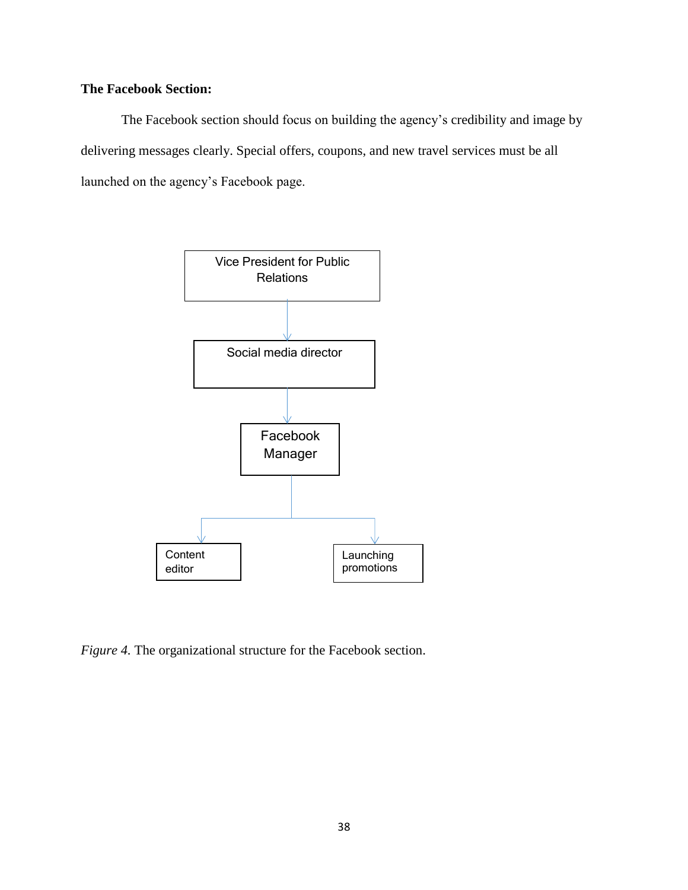**The Facebook Section:**

The Facebook section should focus on building the agency's credibility and image by delivering messages clearly. Special offers, coupons, and new travel services must be all launched on the agency's Facebook page.

Vice President for Public Relations

Social media director

Facebook Manager

Content editor

Launching promotions

*Figure 4.* The organizational structure for the Facebook section.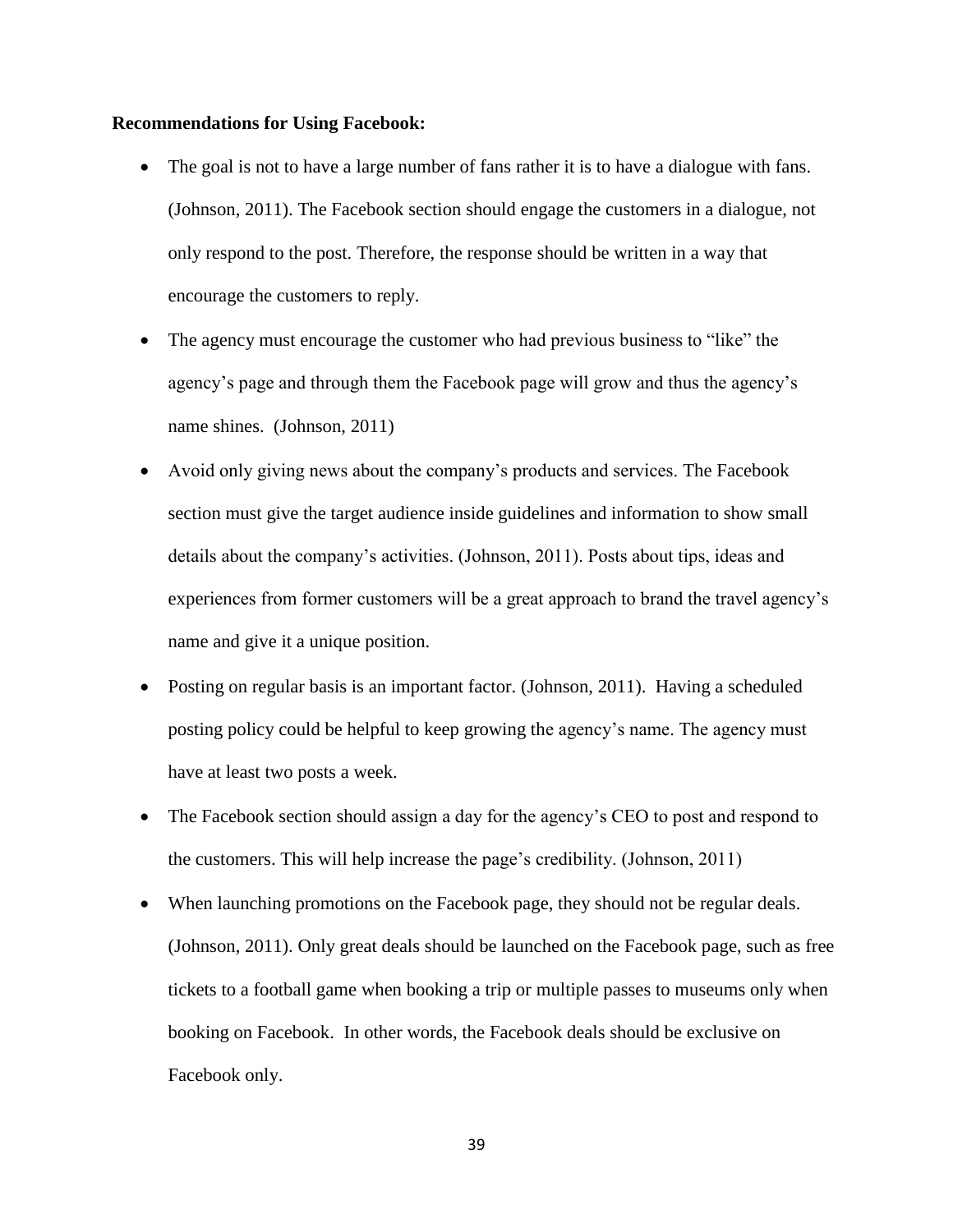**Recommendations for Using Facebook:**

- The goal is not to have a large number of fans rather it is to have a dialogue with fans. (Johnson, 2011). The Facebook section should engage the customers in a dialogue, not only respond to the post. Therefore, the response should be written in a way that encourage the customers to reply.
- The agency must encourage the customer who had previous business to "like" the agency's page and through them the Facebook page will grow and thus the agency's name shines. (Johnson, 2011)
- Avoid only giving news about the company's products and services. The Facebook section must give the target audience inside guidelines and information to show small details about the company's activities. (Johnson, 2011). Posts about tips, ideas and experiences from former customers will be a great approach to brand the travel agency's name and give it a unique position.
- Posting on regular basis is an important factor. (Johnson, 2011). Having a scheduled posting policy could be helpful to keep growing the agency's name. The agency must have at least two posts a week.
- The Facebook section should assign a day for the agency's CEO to post and respond to the customers. This will help increase the page's credibility. (Johnson, 2011)
- When launching promotions on the Facebook page, they should not be regular deals. (Johnson, 2011). Only great deals should be launched on the Facebook page, such as free tickets to a football game when booking a trip or multiple passes to museums only when booking on Facebook. In other words, the Facebook deals should be exclusive on Facebook only.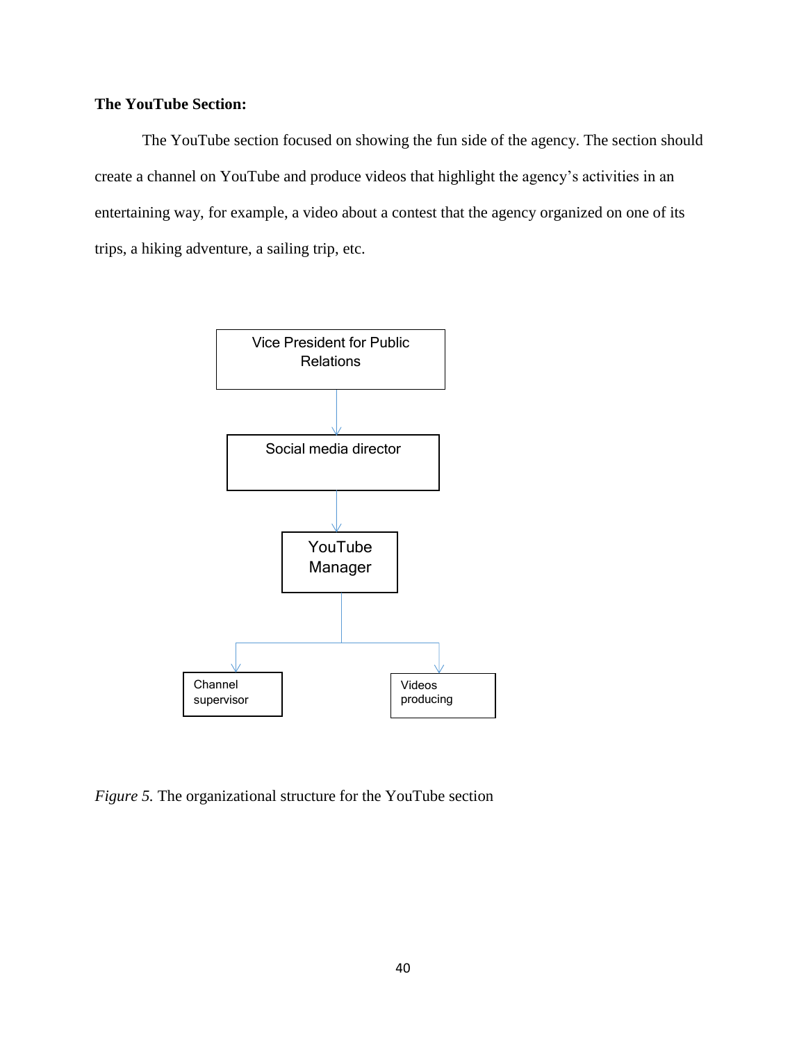**The YouTube Section:**

The YouTube section focused on showing the fun side of the agency. The section should create a channel on YouTube and produce videos that highlight the agency's activities in an entertaining way, for example, a video about a contest that the agency organized on one of its trips, a hiking adventure, a sailing trip, etc.

Vice President for Public Relations

Social media director

YouTube Manager

Channel supervisor

Videos producing

*Figure 5.* The organizational structure for the YouTube section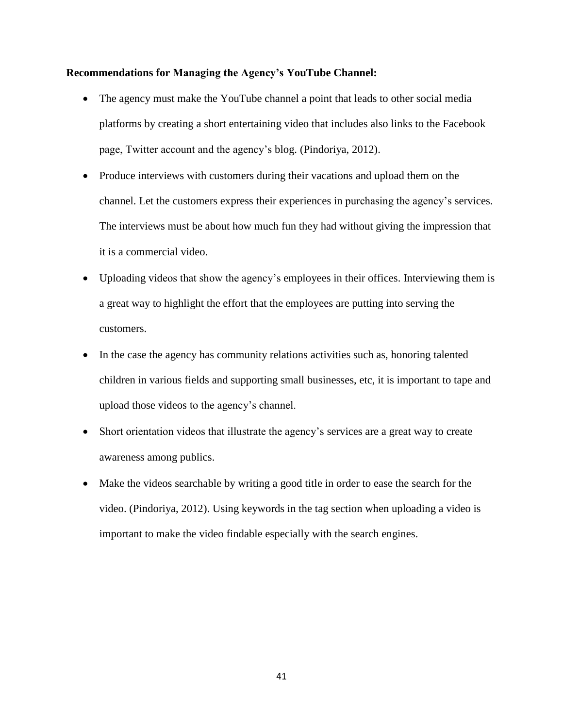**Recommendations for Managing the Agency's YouTube Channel:**

- The agency must make the YouTube channel a point that leads to other social media platforms by creating a short entertaining video that includes also links to the Facebook page, Twitter account and the agency's blog. (Pindoriya, 2012).
- Produce interviews with customers during their vacations and upload them on the channel. Let the customers express their experiences in purchasing the agency's services. The interviews must be about how much fun they had without giving the impression that it is a commercial video.
- Uploading videos that show the agency's employees in their offices. Interviewing them is a great way to highlight the effort that the employees are putting into serving the customers.
- In the case the agency has community relations activities such as, honoring talented children in various fields and supporting small businesses, etc, it is important to tape and upload those videos to the agency's channel.
- Short orientation videos that illustrate the agency's services are a great way to create awareness among publics.
- Make the videos searchable by writing a good title in order to ease the search for the video. (Pindoriya, 2012). Using keywords in the tag section when uploading a video is important to make the video findable especially with the search engines.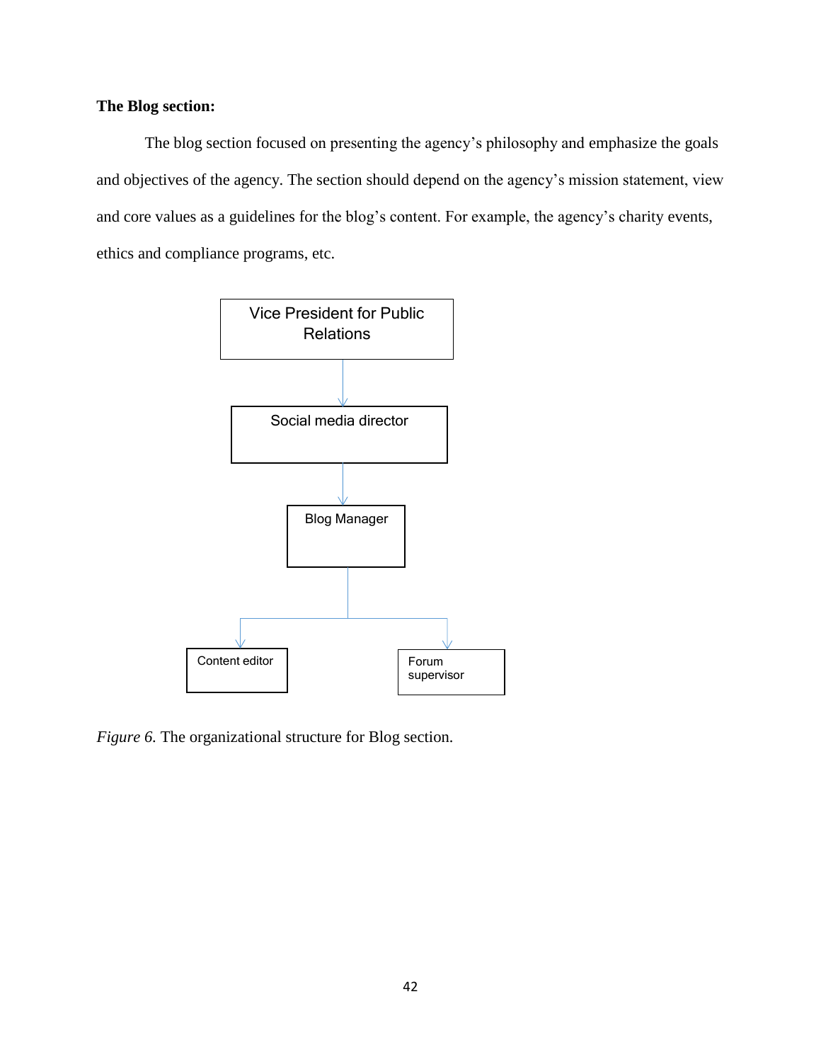**The Blog section:**

The blog section focused on presenting the agency's philosophy and emphasize the goals and objectives of the agency. The section should depend on the agency's mission statement, view and core values as a guidelines for the blog's content. For example, the agency's charity events, ethics and compliance programs, etc.

Vice President for Public Relations

Social media director

Blog Manager

Content editor

Forum supervisor

*Figure 6.* The organizational structure for Blog section.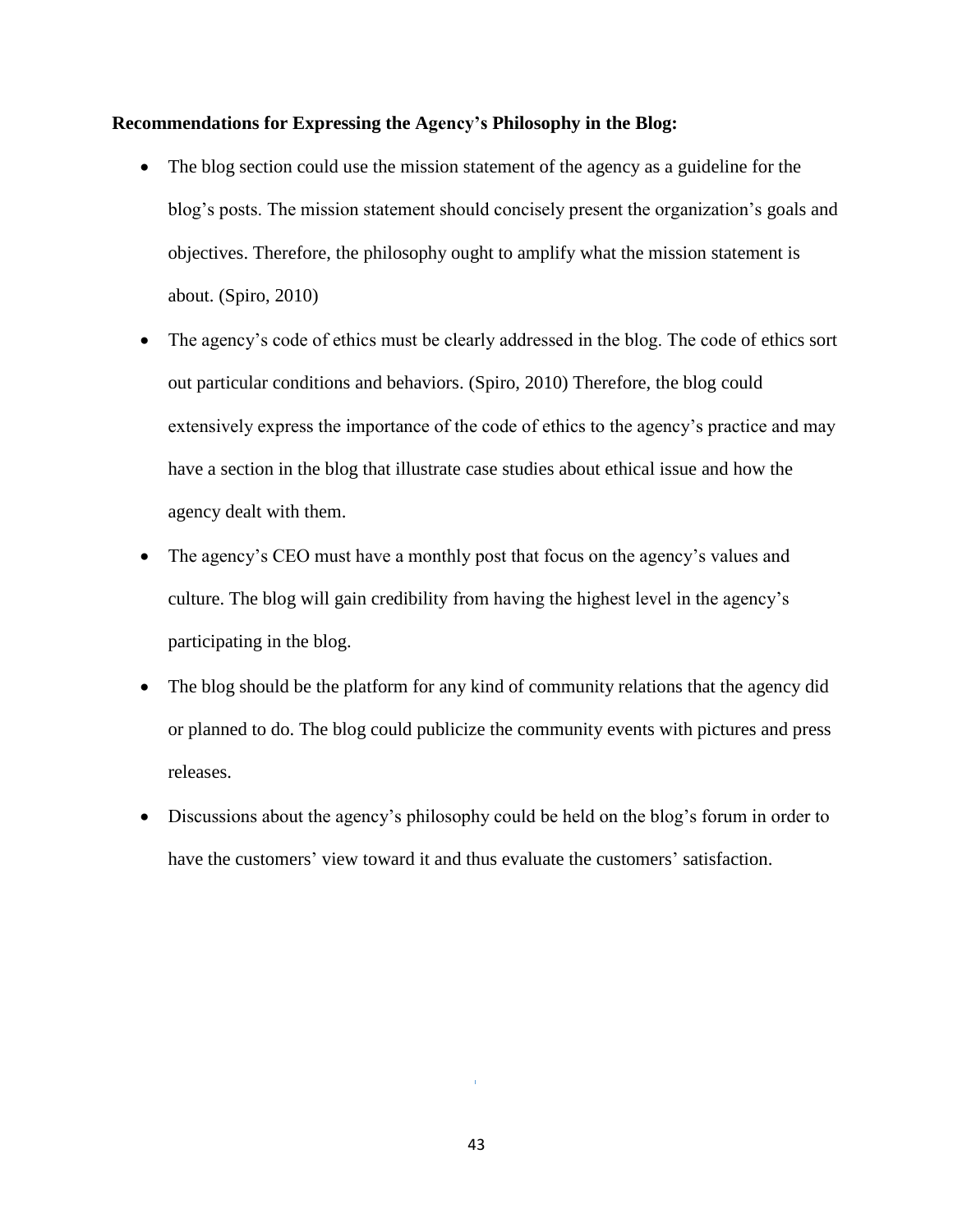**Recommendations for Expressing the Agency's Philosophy in the Blog:**

- The blog section could use the mission statement of the agency as a guideline for the blog's posts. The mission statement should concisely present the organization's goals and objectives. Therefore, the philosophy ought to amplify what the mission statement is about. (Spiro, 2010)
- The agency's code of ethics must be clearly addressed in the blog. The code of ethics sort out particular conditions and behaviors. (Spiro, 2010) Therefore, the blog could extensively express the importance of the code of ethics to the agency's practice and may have a section in the blog that illustrate case studies about ethical issue and how the agency dealt with them.
- The agency's CEO must have a monthly post that focus on the agency's values and culture. The blog will gain credibility from having the highest level in the agency's participating in the blog.
- The blog should be the platform for any kind of community relations that the agency did or planned to do. The blog could publicize the community events with pictures and press releases.
- Discussions about the agency's philosophy could be held on the blog's forum in order to have the customers' view toward it and thus evaluate the customers' satisfaction.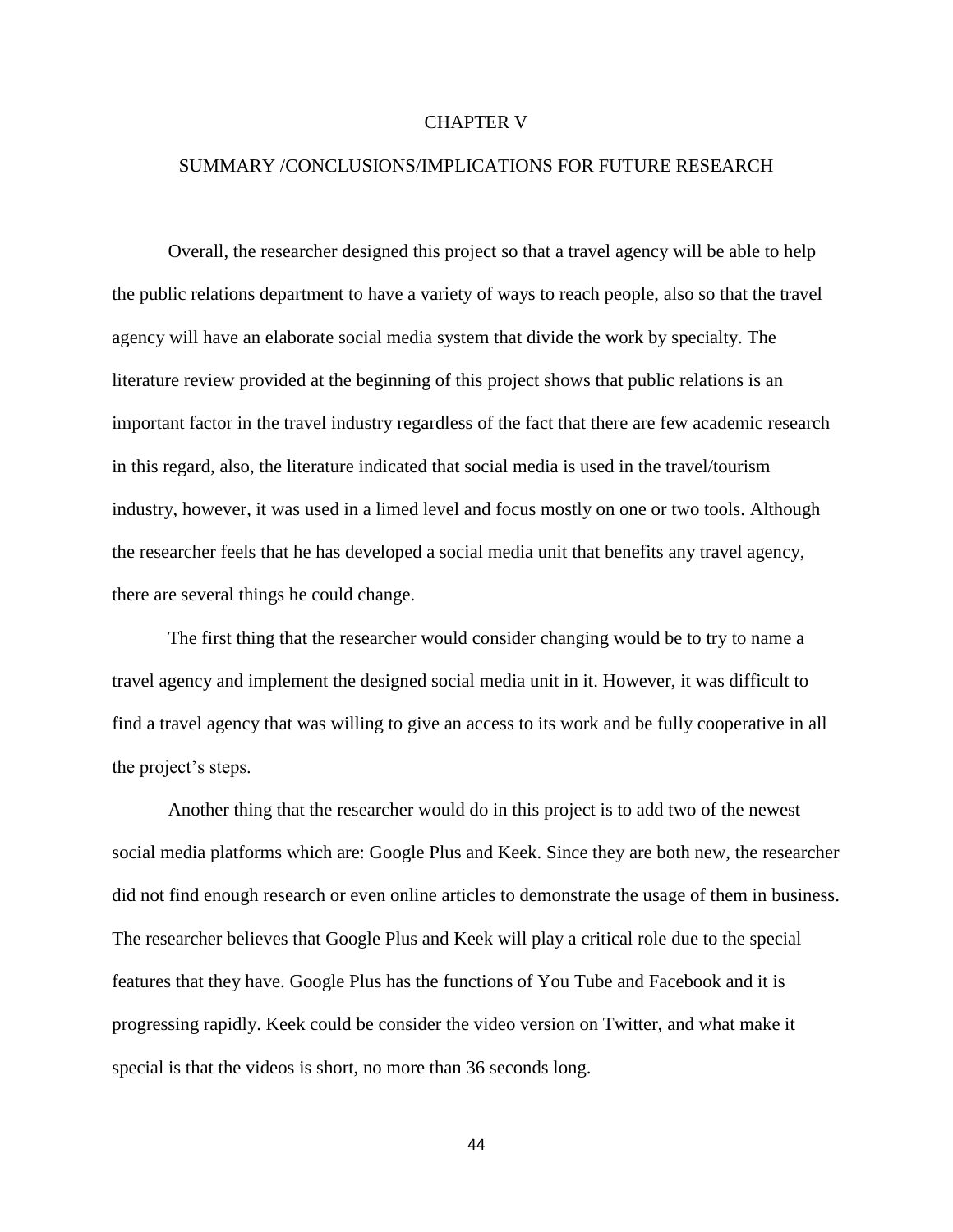# CHAPTER V

## SUMMARY /CONCLUSIONS/IMPLICATIONS FOR FUTURE RESEARCH

Overall, the researcher designed this project so that a travel agency will be able to help the public relations department to have a variety of ways to reach people, also so that the travel agency will have an elaborate social media system that divide the work by specialty. The literature review provided at the beginning of this project shows that public relations is an important factor in the travel industry regardless of the fact that there are few academic research in this regard, also, the literature indicated that social media is used in the travel/tourism industry, however, it was used in a limed level and focus mostly on one or two tools. Although the researcher feels that he has developed a social media unit that benefits any travel agency, there are several things he could change.

The first thing that the researcher would consider changing would be to try to name a travel agency and implement the designed social media unit in it. However, it was difficult to find a travel agency that was willing to give an access to its work and be fully cooperative in all the project's steps.

Another thing that the researcher would do in this project is to add two of the newest social media platforms which are: Google Plus and Keek. Since they are both new, the researcher did not find enough research or even online articles to demonstrate the usage of them in business. The researcher believes that Google Plus and Keek will play a critical role due to the special features that they have. Google Plus has the functions of You Tube and Facebook and it is progressing rapidly. Keek could be consider the video version on Twitter, and what make it special is that the videos is short, no more than 36 seconds long.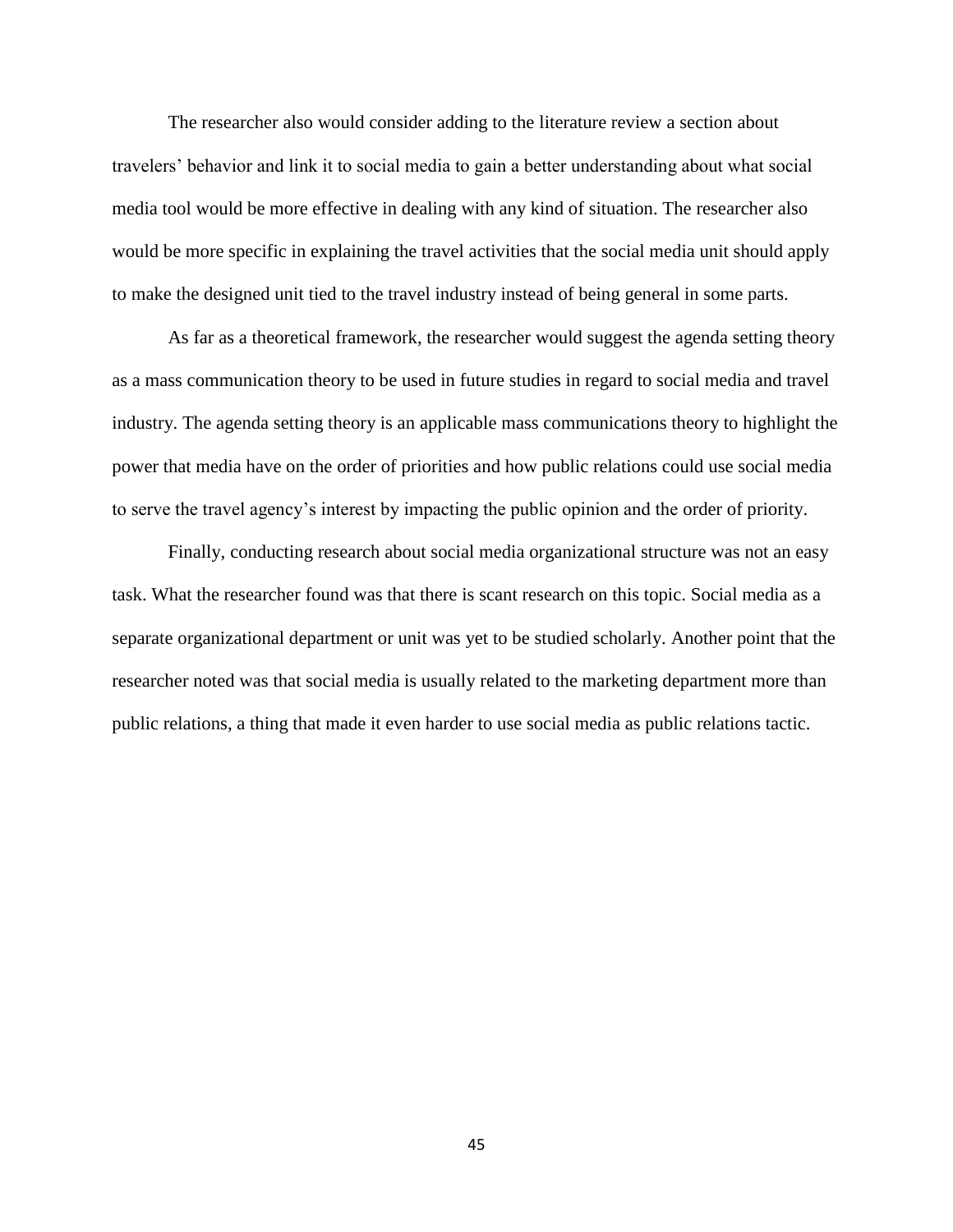The researcher also would consider adding to the literature review a section about travelers' behavior and link it to social media to gain a better understanding about what social media tool would be more effective in dealing with any kind of situation. The researcher also would be more specific in explaining the travel activities that the social media unit should apply to make the designed unit tied to the travel industry instead of being general in some parts.

As far as a theoretical framework, the researcher would suggest the agenda setting theory as a mass communication theory to be used in future studies in regard to social media and travel industry. The agenda setting theory is an applicable mass communications theory to highlight the power that media have on the order of priorities and how public relations could use social media to serve the travel agency's interest by impacting the public opinion and the order of priority.

Finally, conducting research about social media organizational structure was not an easy task. What the researcher found was that there is scant research on this topic. Social media as a separate organizational department or unit was yet to be studied scholarly. Another point that the researcher noted was that social media is usually related to the marketing department more than public relations, a thing that made it even harder to use social media as public relations tactic.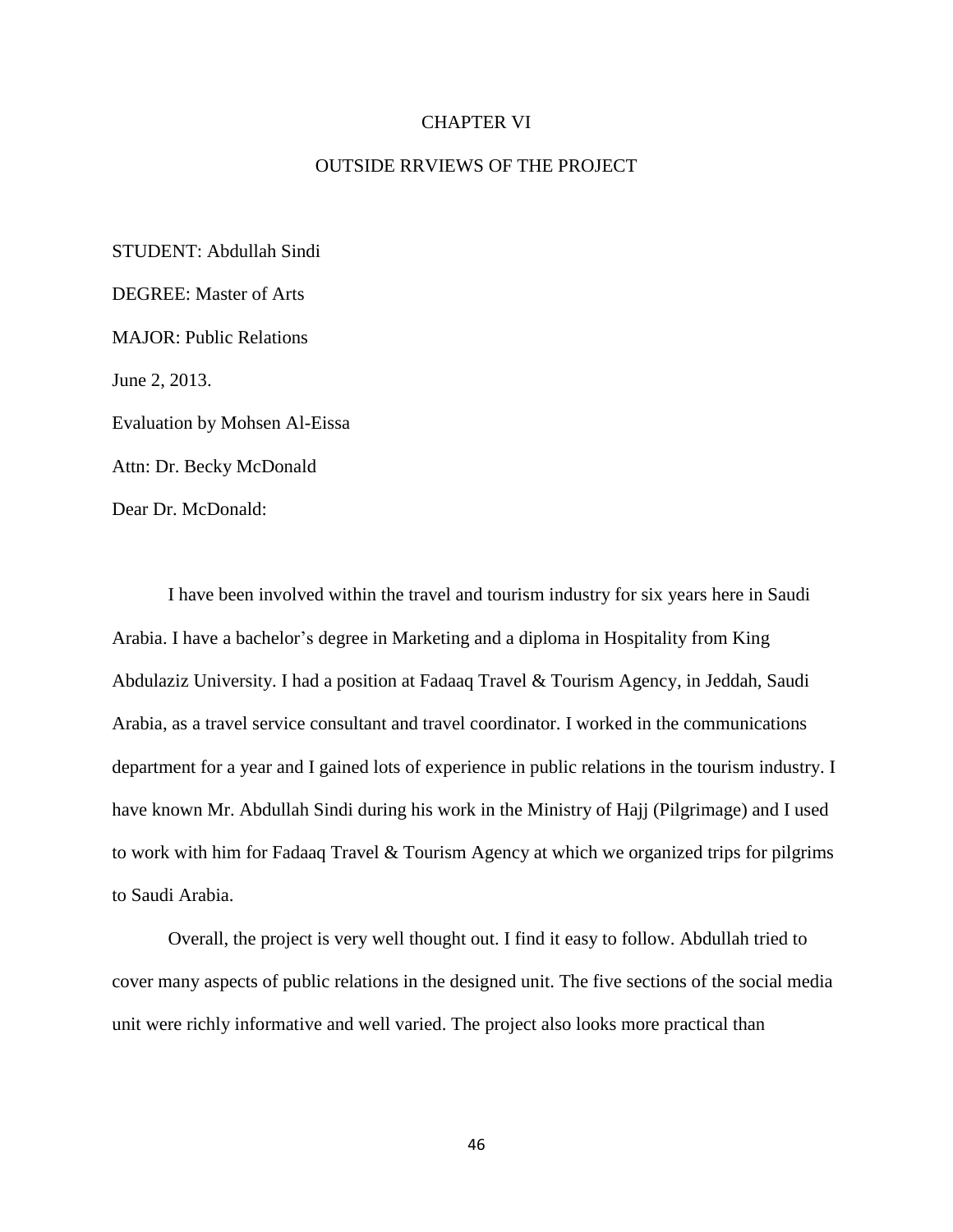# CHAPTER VI

## OUTSIDE RRVIEWS OF THE PROJECT

STUDENT: Abdullah Sindi

DEGREE: Master of Arts

MAJOR: Public Relations

June 2, 2013.

Evaluation by Mohsen Al-Eissa

Attn: Dr. Becky McDonald

Dear Dr. McDonald:

I have been involved within the travel and tourism industry for six years here in Saudi Arabia. I have a bachelor's degree in Marketing and a diploma in Hospitality from King Abdulaziz University. I had a position at Fadaaq Travel & Tourism Agency, in Jeddah, Saudi Arabia, as a travel service consultant and travel coordinator. I worked in the communications department for a year and I gained lots of experience in public relations in the tourism industry. I have known Mr. Abdullah Sindi during his work in the Ministry of Hajj (Pilgrimage) and I used to work with him for Fadaaq Travel & Tourism Agency at which we organized trips for pilgrims to Saudi Arabia.

Overall, the project is very well thought out. I find it easy to follow. Abdullah tried to cover many aspects of public relations in the designed unit. The five sections of the social media unit were richly informative and well varied. The project also looks more practical than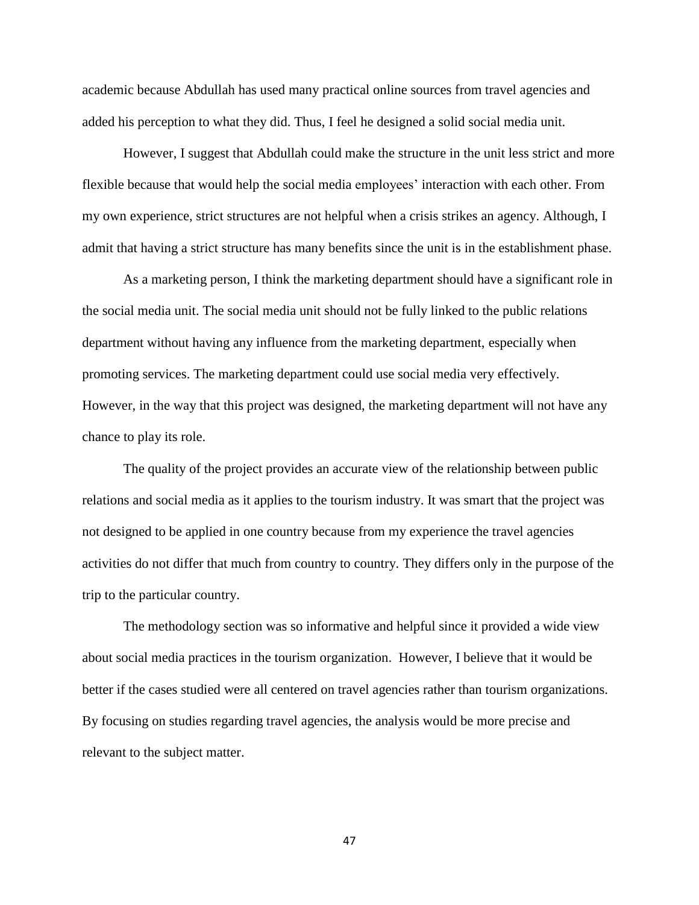academic because Abdullah has used many practical online sources from travel agencies and added his perception to what they did. Thus, I feel he designed a solid social media unit.

However, I suggest that Abdullah could make the structure in the unit less strict and more flexible because that would help the social media employees' interaction with each other. From my own experience, strict structures are not helpful when a crisis strikes an agency. Although, I admit that having a strict structure has many benefits since the unit is in the establishment phase.

As a marketing person, I think the marketing department should have a significant role in the social media unit. The social media unit should not be fully linked to the public relations department without having any influence from the marketing department, especially when promoting services. The marketing department could use social media very effectively. However, in the way that this project was designed, the marketing department will not have any chance to play its role.

The quality of the project provides an accurate view of the relationship between public relations and social media as it applies to the tourism industry. It was smart that the project was not designed to be applied in one country because from my experience the travel agencies activities do not differ that much from country to country. They differs only in the purpose of the trip to the particular country.

The methodology section was so informative and helpful since it provided a wide view about social media practices in the tourism organization. However, I believe that it would be better if the cases studied were all centered on travel agencies rather than tourism organizations. By focusing on studies regarding travel agencies, the analysis would be more precise and relevant to the subject matter.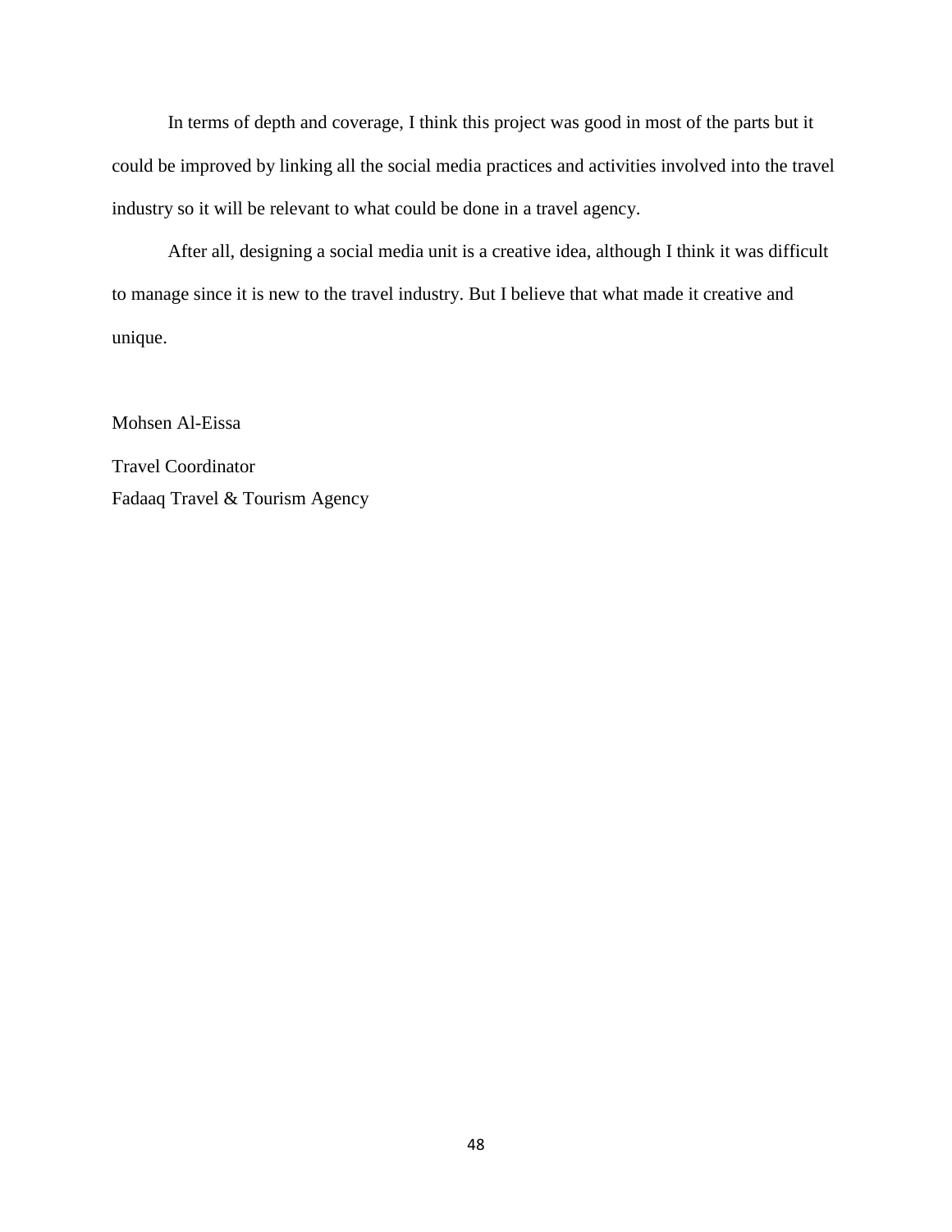In terms of depth and coverage, I think this project was good in most of the parts but it could be improved by linking all the social media practices and activities involved into the travel industry so it will be relevant to what could be done in a travel agency.

After all, designing a social media unit is a creative idea, although I think it was difficult to manage since it is new to the travel industry. But I believe that what made it creative and unique.

Mohsen Al-Eissa

Travel Coordinator  
Fadaaq Travel & Tourism Agency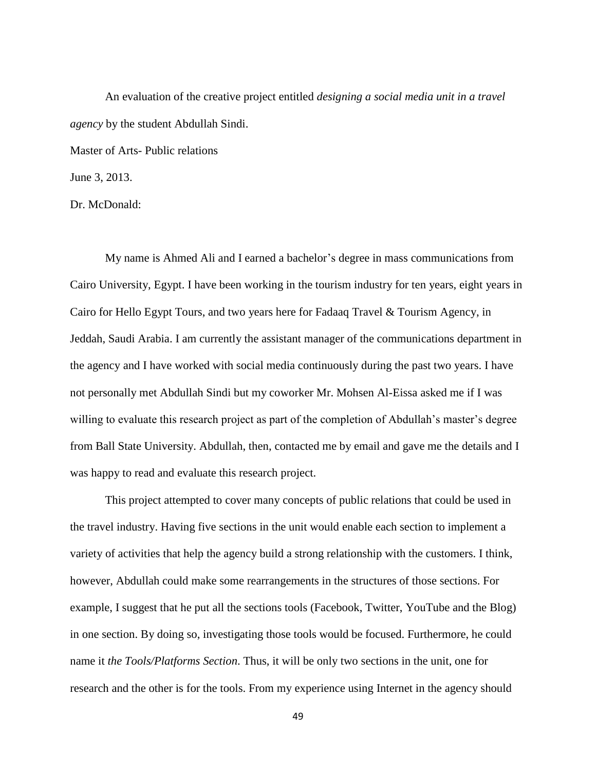An evaluation of the creative project entitled *designing a social media unit in a travel agency* by the student Abdullah Sindi.

Master of Arts- Public relations

June 3, 2013.

Dr. McDonald:

My name is Ahmed Ali and I earned a bachelor's degree in mass communications from Cairo University, Egypt. I have been working in the tourism industry for ten years, eight years in Cairo for Hello Egypt Tours, and two years here for Fadaaq Travel & Tourism Agency, in Jeddah, Saudi Arabia. I am currently the assistant manager of the communications department in the agency and I have worked with social media continuously during the past two years. I have not personally met Abdullah Sindi but my coworker Mr. Mohsen Al-Eissa asked me if I was willing to evaluate this research project as part of the completion of Abdullah's master's degree from Ball State University. Abdullah, then, contacted me by email and gave me the details and I was happy to read and evaluate this research project.

This project attempted to cover many concepts of public relations that could be used in the travel industry. Having five sections in the unit would enable each section to implement a variety of activities that help the agency build a strong relationship with the customers. I think, however, Abdullah could make some rearrangements in the structures of those sections. For example, I suggest that he put all the sections tools (Facebook, Twitter, YouTube and the Blog) in one section. By doing so, investigating those tools would be focused. Furthermore, he could name it *the Tools/Platforms Section*. Thus, it will be only two sections in the unit, one for research and the other is for the tools. From my experience using Internet in the agency should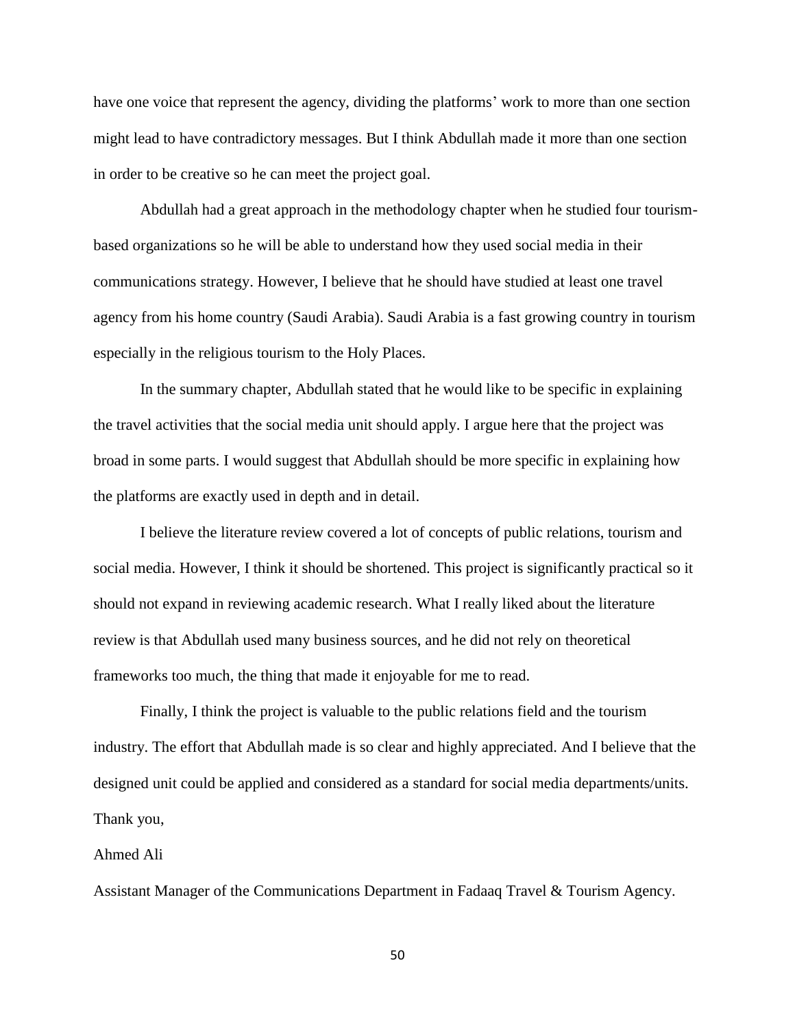have one voice that represent the agency, dividing the platforms' work to more than one section might lead to have contradictory messages. But I think Abdullah made it more than one section in order to be creative so he can meet the project goal.

Abdullah had a great approach in the methodology chapter when he studied four tourism-based organizations so he will be able to understand how they used social media in their communications strategy. However, I believe that he should have studied at least one travel agency from his home country (Saudi Arabia). Saudi Arabia is a fast growing country in tourism especially in the religious tourism to the Holy Places.

In the summary chapter, Abdullah stated that he would like to be specific in explaining the travel activities that the social media unit should apply. I argue here that the project was broad in some parts. I would suggest that Abdullah should be more specific in explaining how the platforms are exactly used in depth and in detail.

I believe the literature review covered a lot of concepts of public relations, tourism and social media. However, I think it should be shortened. This project is significantly practical so it should not expand in reviewing academic research. What I really liked about the literature review is that Abdullah used many business sources, and he did not rely on theoretical frameworks too much, the thing that made it enjoyable for me to read.

Finally, I think the project is valuable to the public relations field and the tourism industry. The effort that Abdullah made is so clear and highly appreciated. And I believe that the designed unit could be applied and considered as a standard for social media departments/units.

Thank you,

Ahmed Ali

Assistant Manager of the Communications Department in Fadaaq Travel & Tourism Agency.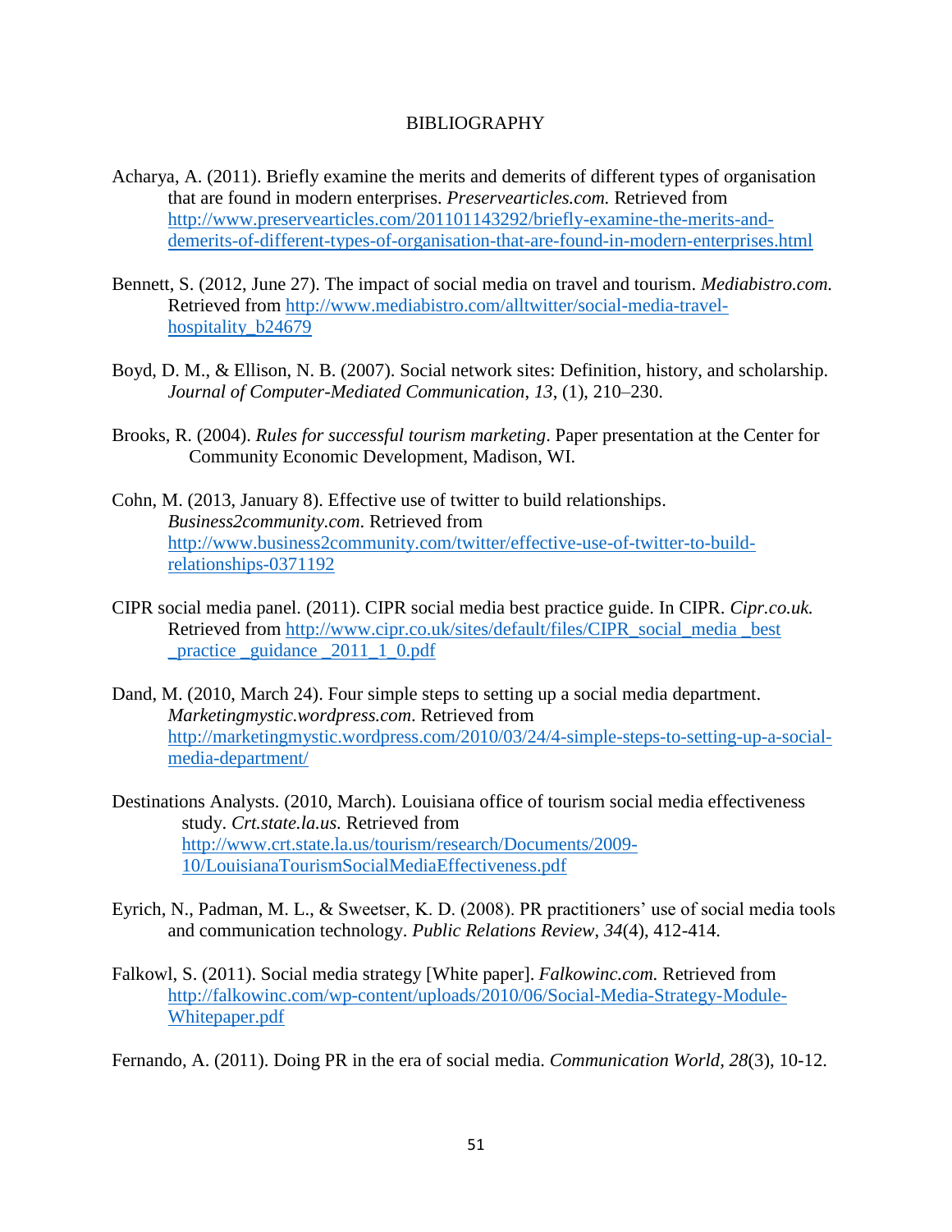# BIBLIOGRAPHY

Acharya, A. (2011). Briefly examine the merits and demerits of different types of organisation that are found in modern enterprises. *Preservearticles.com.* Retrieved from http://www.preservearticles.com/201101143292/briefly-examine-the-merits-and-demerits-of-different-types-of-organisation-that-are-found-in-modern-enterprises.html

Bennett, S. (2012, June 27). The impact of social media on travel and tourism. *Mediabistro.com.* Retrieved from http://www.mediabistro.com/alltwitter/social-media-travel-hospitality_b24679

Boyd, D. M., & Ellison, N. B. (2007). Social network sites: Definition, history, and scholarship. *Journal of Computer-Mediated Communication*, *13*, (1), 210–230.

Brooks, R. (2004). *Rules for successful tourism marketing*. Paper presentation at the Center for Community Economic Development, Madison, WI.

Cohn, M. (2013, January 8). Effective use of twitter to build relationships. *Business2community.com*. Retrieved from http://www.business2community.com/twitter/effective-use-of-twitter-to-build-relationships-0371192

CIPR social media panel. (2011). CIPR social media best practice guide. In CIPR. *Cipr.co.uk.* Retrieved from http://www.cipr.co.uk/sites/default/files/CIPR_social_media _best _practice _guidance _2011_1_0.pdf

Dand, M. (2010, March 24). Four simple steps to setting up a social media department. *Marketingmystic.wordpress.com*. Retrieved from http://marketingmystic.wordpress.com/2010/03/24/4-simple-steps-to-setting-up-a-social-media-department/

Destinations Analysts. (2010, March). Louisiana office of tourism social media effectiveness study. *Crt.state.la.us*. Retrieved from http://www.crt.state.la.us/tourism/research/Documents/2009-10/LouisianaTourismSocialMediaEffectiveness.pdf

Eyrich, N., Padman, M. L., & Sweetser, K. D. (2008). PR practitioners' use of social media tools and communication technology. *Public Relations Review*, *34*(4), 412-414.

Falkowl, S. (2011). Social media strategy [White paper]. *Falkowinc.com.* Retrieved from http://falkowinc.com/wp-content/uploads/2010/06/Social-Media-Strategy-Module-Whitepaper.pdf

Fernando, A. (2011). Doing PR in the era of social media. *Communication World*, *28*(3), 10-12.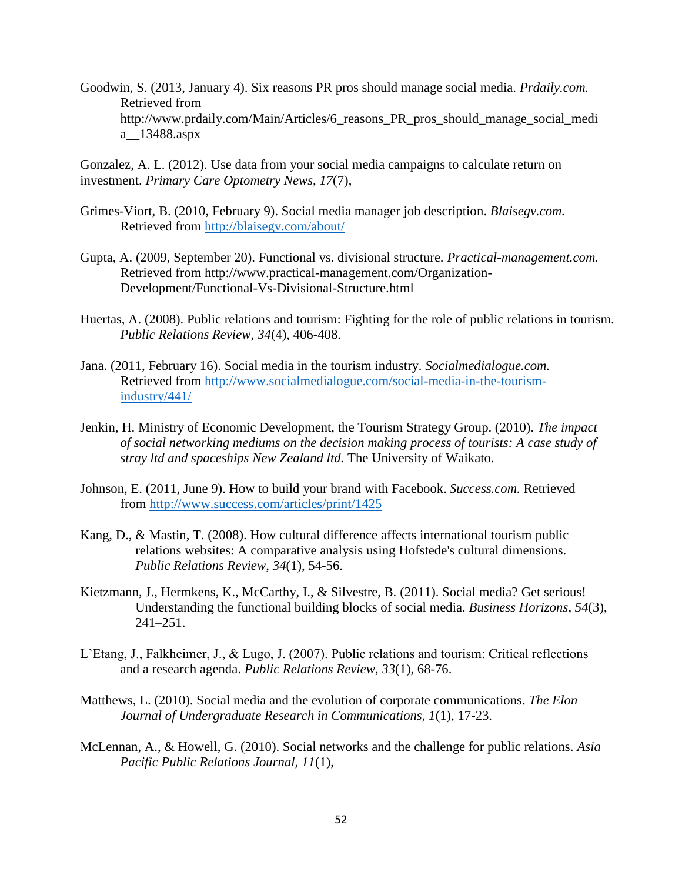Goodwin, S. (2013, January 4). Six reasons PR pros should manage social media. *Prdaily.com.* Retrieved from http://www.prdaily.com/Main/Articles/6_reasons_PR_pros_should_manage_social_media__13488.aspx

Gonzalez, A. L. (2012). Use data from your social media campaigns to calculate return on investment. *Primary Care Optometry News*, *17*(7),

Grimes-Viort, B. (2010, February 9). Social media manager job description. *Blaisegv.com.* Retrieved from http://blaisegv.com/about/

Gupta, A. (2009, September 20). Functional vs. divisional structure. *Practical-management.com.* Retrieved from http://www.practical-management.com/Organization-Development/Functional-Vs-Divisional-Structure.html

Huertas, A. (2008). Public relations and tourism: Fighting for the role of public relations in tourism. *Public Relations Review*, *34*(4), 406-408.

Jana. (2011, February 16). Social media in the tourism industry. *Socialmedialogue.com.* Retrieved from http://www.socialmedialogue.com/social-media-in-the-tourism-industry/441/

Jenkin, H. Ministry of Economic Development, the Tourism Strategy Group. (2010). *The impact of social networking mediums on the decision making process of tourists: A case study of stray ltd and spaceships New Zealand ltd.* The University of Waikato.

Johnson, E. (2011, June 9). How to build your brand with Facebook. *Success.com.* Retrieved from http://www.success.com/articles/print/1425

Kang, D., & Mastin, T. (2008). How cultural difference affects international tourism public relations websites: A comparative analysis using Hofstede's cultural dimensions. *Public Relations Review*, *34*(1), 54-56.

Kietzmann, J., Hermkens, K., McCarthy, I., & Silvestre, B. (2011). Social media? Get serious! Understanding the functional building blocks of social media. *Business Horizons*, *54*(3), 241–251.

L'Etang, J., Falkheimer, J., & Lugo, J. (2007). Public relations and tourism: Critical reflections and a research agenda. *Public Relations Review*, *33*(1), 68-76.

Matthews, L. (2010). Social media and the evolution of corporate communications. *The Elon Journal of Undergraduate Research in Communications, 1*(1), 17-23.

McLennan, A., & Howell, G. (2010). Social networks and the challenge for public relations. *Asia Pacific Public Relations Journal, 11*(1),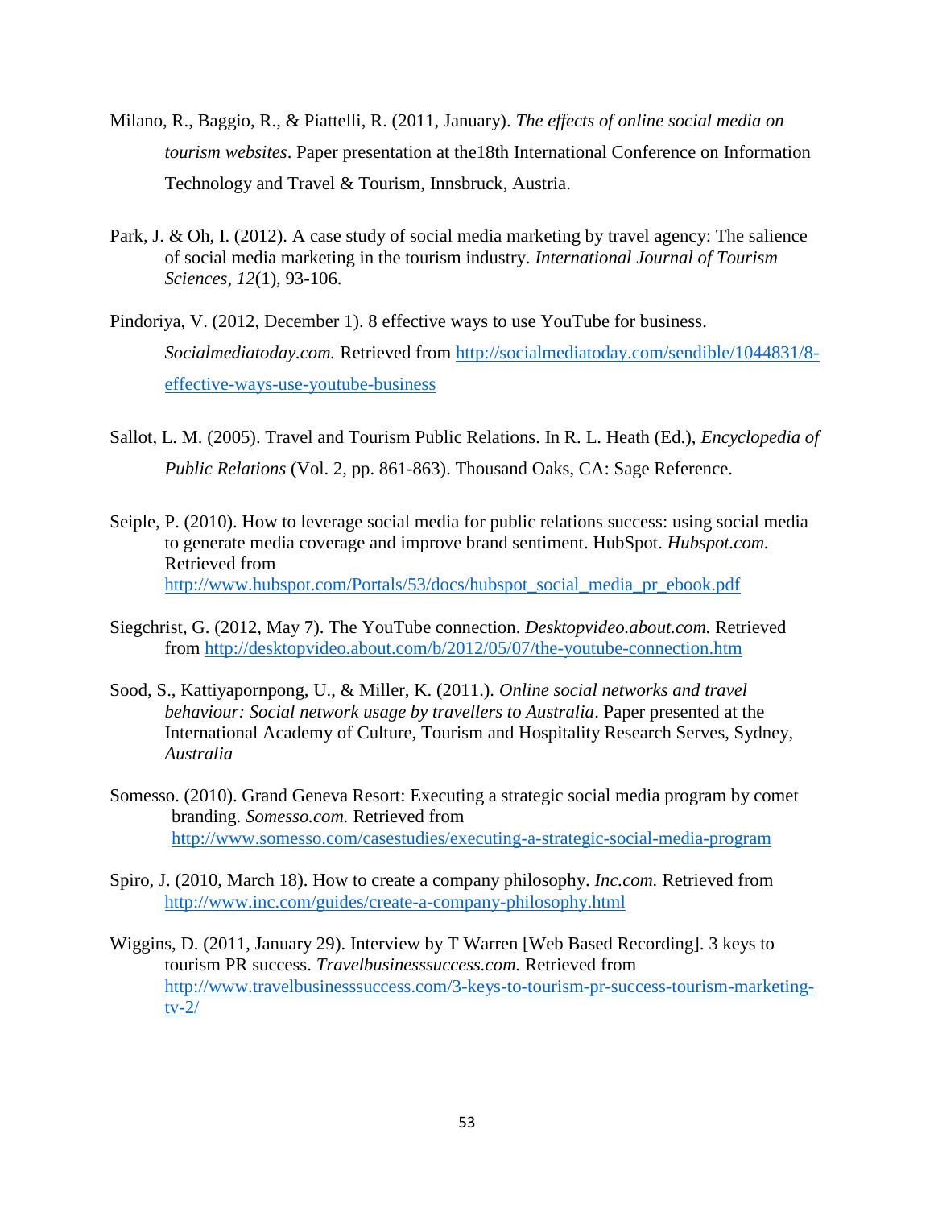Milano, R., Baggio, R., & Piattelli, R. (2011, January). *The effects of online social media on tourism websites*. Paper presentation at the18th International Conference on Information Technology and Travel & Tourism, Innsbruck, Austria.

Park, J. & Oh, I. (2012). A case study of social media marketing by travel agency: The salience of social media marketing in the tourism industry. *International Journal of Tourism Sciences*, *12*(1), 93-106.

Pindoriya, V. (2012, December 1). 8 effective ways to use YouTube for business. *Socialmediatoday.com.* Retrieved from http://socialmediatoday.com/sendible/1044831/8-effective-ways-use-youtube-business

Sallot, L. M. (2005). Travel and Tourism Public Relations. In R. L. Heath (Ed.), *Encyclopedia of Public Relations* (Vol. 2, pp. 861-863). Thousand Oaks, CA: Sage Reference.

Seiple, P. (2010). How to leverage social media for public relations success: using social media to generate media coverage and improve brand sentiment. HubSpot. *Hubspot.com.* Retrieved from http://www.hubspot.com/Portals/53/docs/hubspot_social_media_pr_ebook.pdf

Siegchrist, G. (2012, May 7). The YouTube connection. *Desktopvideo.about.com.* Retrieved from http://desktopvideo.about.com/b/2012/05/07/the-youtube-connection.htm

Sood, S., Kattiyapornpong, U., & Miller, K. (2011.). *Online social networks and travel behaviour: Social network usage by travellers to Australia*. Paper presented at the International Academy of Culture, Tourism and Hospitality Research Serves, Sydney, *Australia*

Somesso. (2010). Grand Geneva Resort: Executing a strategic social media program by comet branding. *Somesso.com.* Retrieved from http://www.somesso.com/casestudies/executing-a-strategic-social-media-program

Spiro, J. (2010, March 18). How to create a company philosophy. *Inc.com.* Retrieved from http://www.inc.com/guides/create-a-company-philosophy.html

Wiggins, D. (2011, January 29). Interview by T Warren [Web Based Recording]. 3 keys to tourism PR success. *Travelbusinesssuccess.com.* Retrieved from http://www.travelbusinesssuccess.com/3-keys-to-tourism-pr-success-tourism-marketing-tv-2/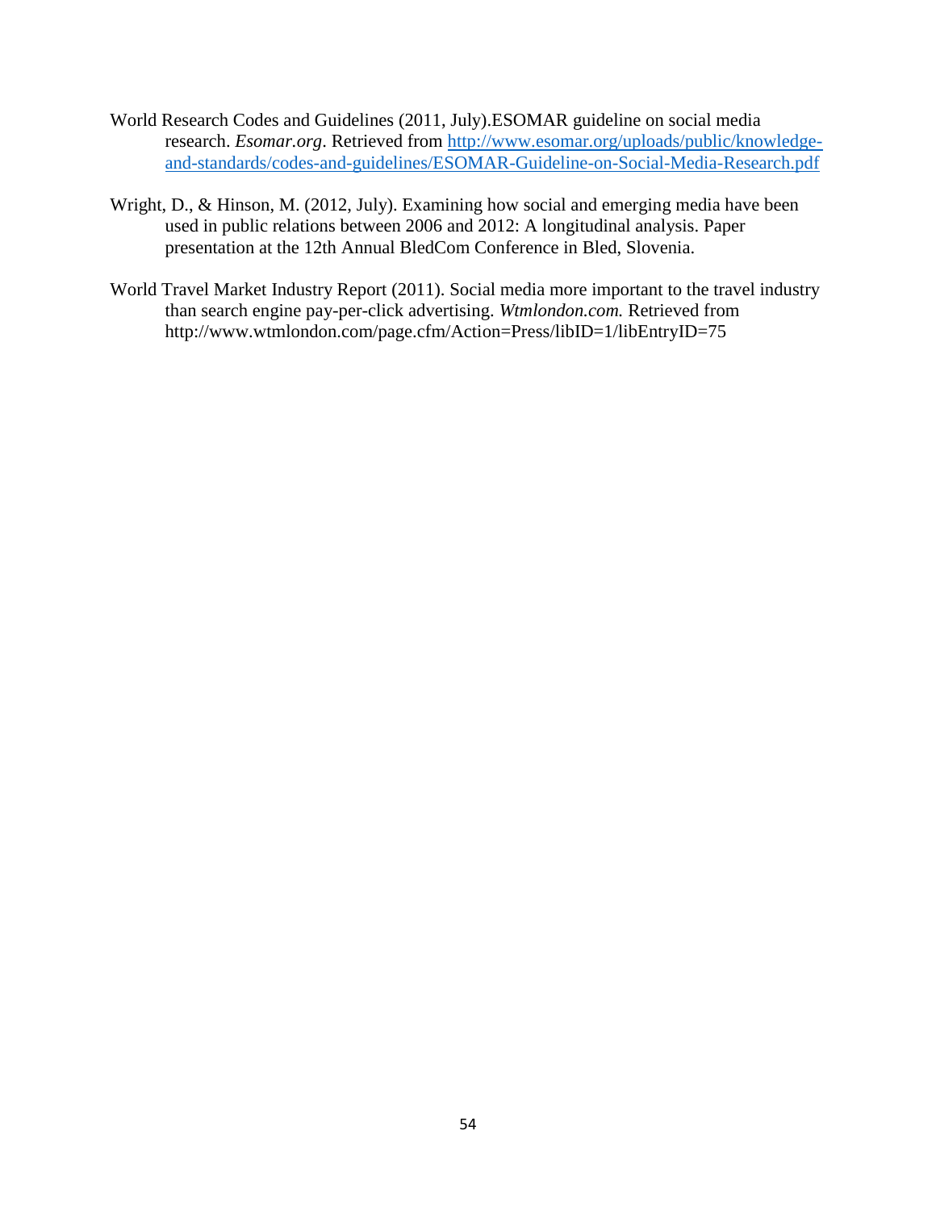World Research Codes and Guidelines (2011, July).ESOMAR guideline on social media research. *Esomar.org*. Retrieved from http://www.esomar.org/uploads/public/knowledge-and-standards/codes-and-guidelines/ESOMAR-Guideline-on-Social-Media-Research.pdf

Wright, D., & Hinson, M. (2012, July). Examining how social and emerging media have been used in public relations between 2006 and 2012: A longitudinal analysis. Paper presentation at the 12th Annual BledCom Conference in Bled, Slovenia.

World Travel Market Industry Report (2011). Social media more important to the travel industry than search engine pay-per-click advertising. *Wtmlondon.com.* Retrieved from http://www.wtmlondon.com/page.cfm/Action=Press/libID=1/libEntryID=75